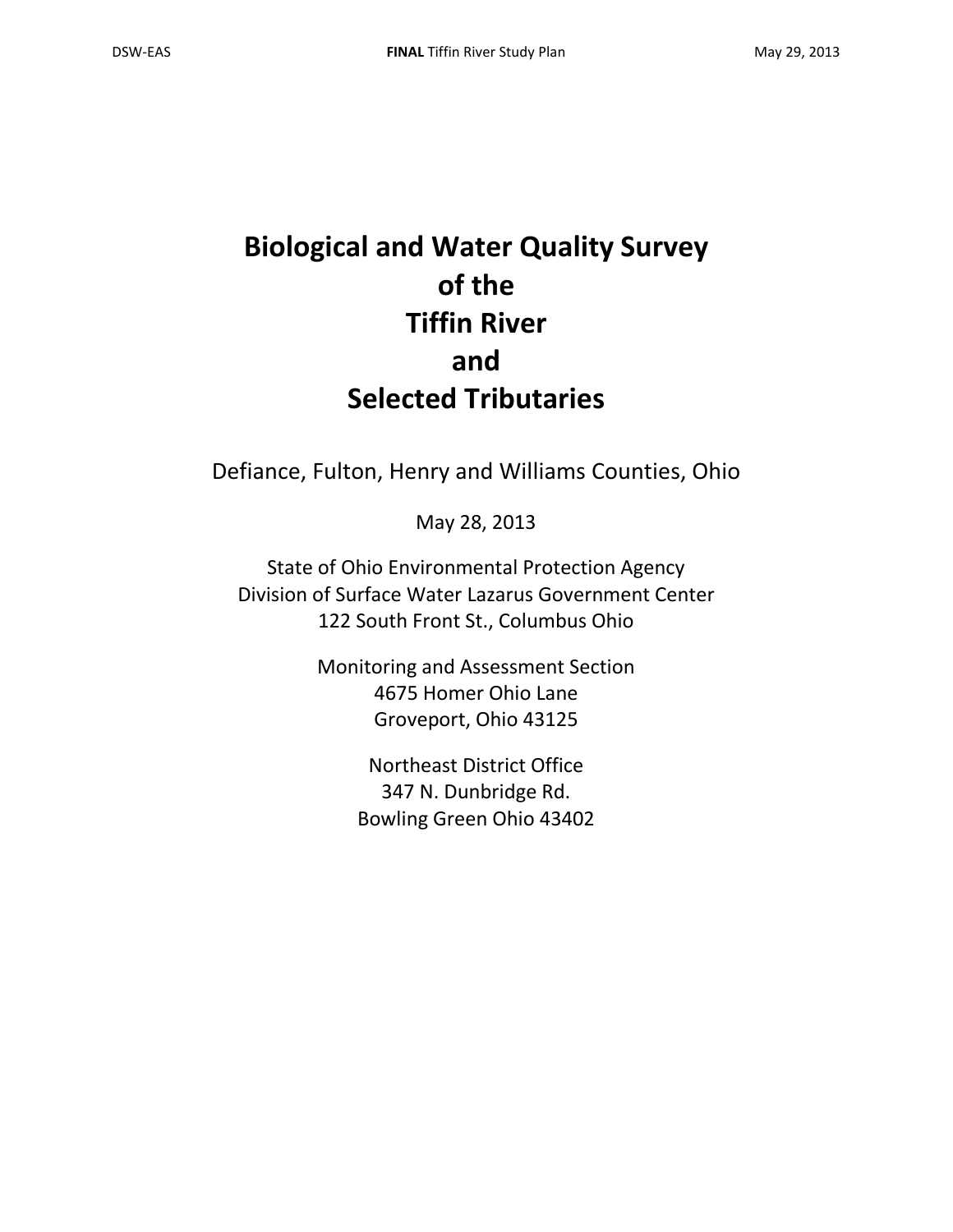# Biological and Water Quality Survey of the Tiffin River and Selected Tributaries

Defiance, Fulton, Henry and Williams Counties, Ohio

May 28, 2013

State of Ohio Environmental Protection Agency
Division of Surface Water Lazarus Government Center
122 South Front St., Columbus Ohio

Monitoring and Assessment Section
4675 Homer Ohio Lane
Groveport, Ohio 43125

Northeast District Office
347 N. Dunbridge Rd.
Bowling Green Ohio 43402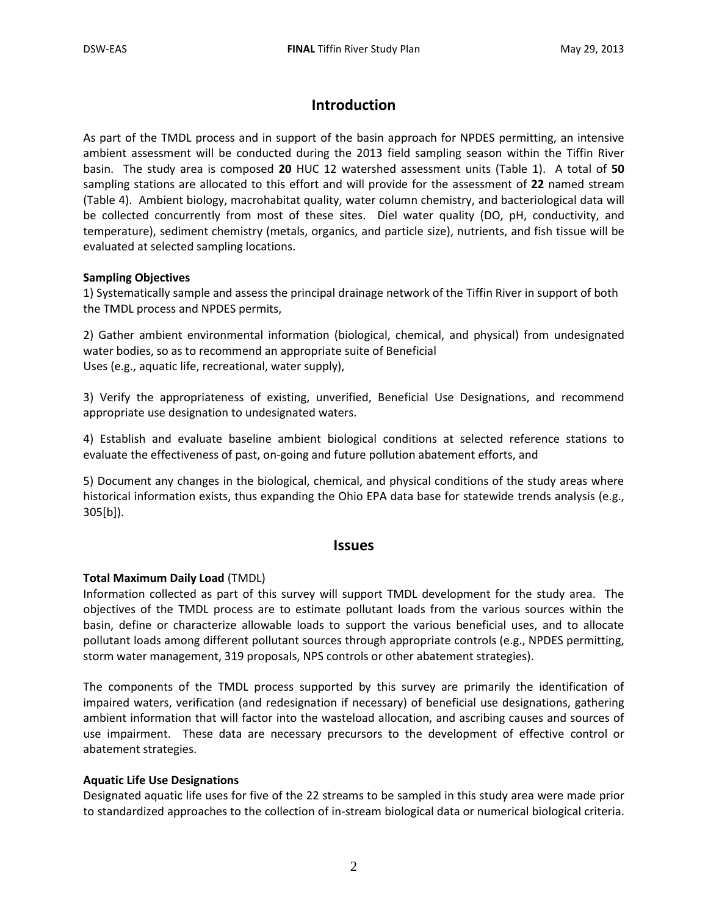## Introduction

As part of the TMDL process and in support of the basin approach for NPDES permitting, an intensive ambient assessment will be conducted during the 2013 field sampling season within the Tiffin River basin. The study area is composed **20** HUC 12 watershed assessment units (Table 1). A total of **50** sampling stations are allocated to this effort and will provide for the assessment of **22** named stream (Table 4). Ambient biology, macrohabitat quality, water column chemistry, and bacteriological data will be collected concurrently from most of these sites. Diel water quality (DO, pH, conductivity, and temperature), sediment chemistry (metals, organics, and particle size), nutrients, and fish tissue will be evaluated at selected sampling locations.

**Sampling Objectives**

1) Systematically sample and assess the principal drainage network of the Tiffin River in support of both the TMDL process and NPDES permits,

2) Gather ambient environmental information (biological, chemical, and physical) from undesignated water bodies, so as to recommend an appropriate suite of Beneficial Uses (e.g., aquatic life, recreational, water supply),

3) Verify the appropriateness of existing, unverified, Beneficial Use Designations, and recommend appropriate use designation to undesignated waters.

4) Establish and evaluate baseline ambient biological conditions at selected reference stations to evaluate the effectiveness of past, on-going and future pollution abatement efforts, and

5) Document any changes in the biological, chemical, and physical conditions of the study areas where historical information exists, thus expanding the Ohio EPA data base for statewide trends analysis (e.g., 305[b]).

## Issues

**Total Maximum Daily Load** (TMDL)

Information collected as part of this survey will support TMDL development for the study area. The objectives of the TMDL process are to estimate pollutant loads from the various sources within the basin, define or characterize allowable loads to support the various beneficial uses, and to allocate pollutant loads among different pollutant sources through appropriate controls (e.g., NPDES permitting, storm water management, 319 proposals, NPS controls or other abatement strategies).

The components of the TMDL process supported by this survey are primarily the identification of impaired waters, verification (and redesignation if necessary) of beneficial use designations, gathering ambient information that will factor into the wasteload allocation, and ascribing causes and sources of use impairment. These data are necessary precursors to the development of effective control or abatement strategies.

**Aquatic Life Use Designations**

Designated aquatic life uses for five of the 22 streams to be sampled in this study area were made prior to standardized approaches to the collection of in-stream biological data or numerical biological criteria.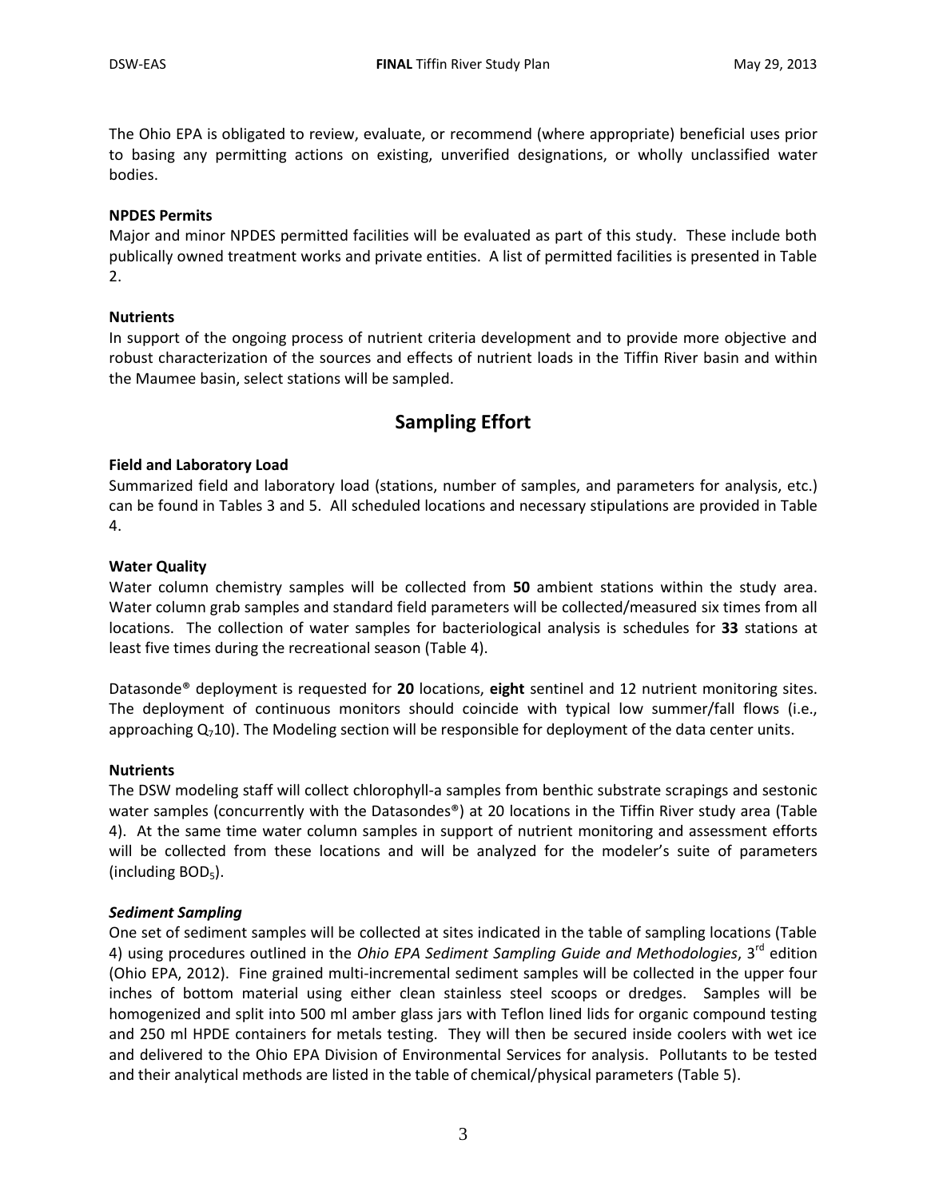The Ohio EPA is obligated to review, evaluate, or recommend (where appropriate) beneficial uses prior to basing any permitting actions on existing, unverified designations, or wholly unclassified water bodies.

**NPDES Permits**

Major and minor NPDES permitted facilities will be evaluated as part of this study. These include both publically owned treatment works and private entities. A list of permitted facilities is presented in Table 2.

**Nutrients**

In support of the ongoing process of nutrient criteria development and to provide more objective and robust characterization of the sources and effects of nutrient loads in the Tiffin River basin and within the Maumee basin, select stations will be sampled.

## Sampling Effort

**Field and Laboratory Load**

Summarized field and laboratory load (stations, number of samples, and parameters for analysis, etc.) can be found in Tables 3 and 5. All scheduled locations and necessary stipulations are provided in Table 4.

**Water Quality**

Water column chemistry samples will be collected from **50** ambient stations within the study area. Water column grab samples and standard field parameters will be collected/measured six times from all locations. The collection of water samples for bacteriological analysis is schedules for **33** stations at least five times during the recreational season (Table 4).

Datasonde® deployment is requested for **20** locations, **eight** sentinel and 12 nutrient monitoring sites. The deployment of continuous monitors should coincide with typical low summer/fall flows (i.e., approaching $Q_7 10$). The Modeling section will be responsible for deployment of the data center units.

**Nutrients**

The DSW modeling staff will collect chlorophyll-a samples from benthic substrate scrapings and sestonic water samples (concurrently with the Datasondes®) at 20 locations in the Tiffin River study area (Table 4). At the same time water column samples in support of nutrient monitoring and assessment efforts will be collected from these locations and will be analyzed for the modeler's suite of parameters (including $BOD_5$).

***Sediment Sampling***

One set of sediment samples will be collected at sites indicated in the table of sampling locations (Table 4) using procedures outlined in the *Ohio EPA Sediment Sampling Guide and Methodologies*, 3rd edition (Ohio EPA, 2012). Fine grained multi-incremental sediment samples will be collected in the upper four inches of bottom material using either clean stainless steel scoops or dredges. Samples will be homogenized and split into 500 ml amber glass jars with Teflon lined lids for organic compound testing and 250 ml HPDE containers for metals testing. They will then be secured inside coolers with wet ice and delivered to the Ohio EPA Division of Environmental Services for analysis. Pollutants to be tested and their analytical methods are listed in the table of chemical/physical parameters (Table 5).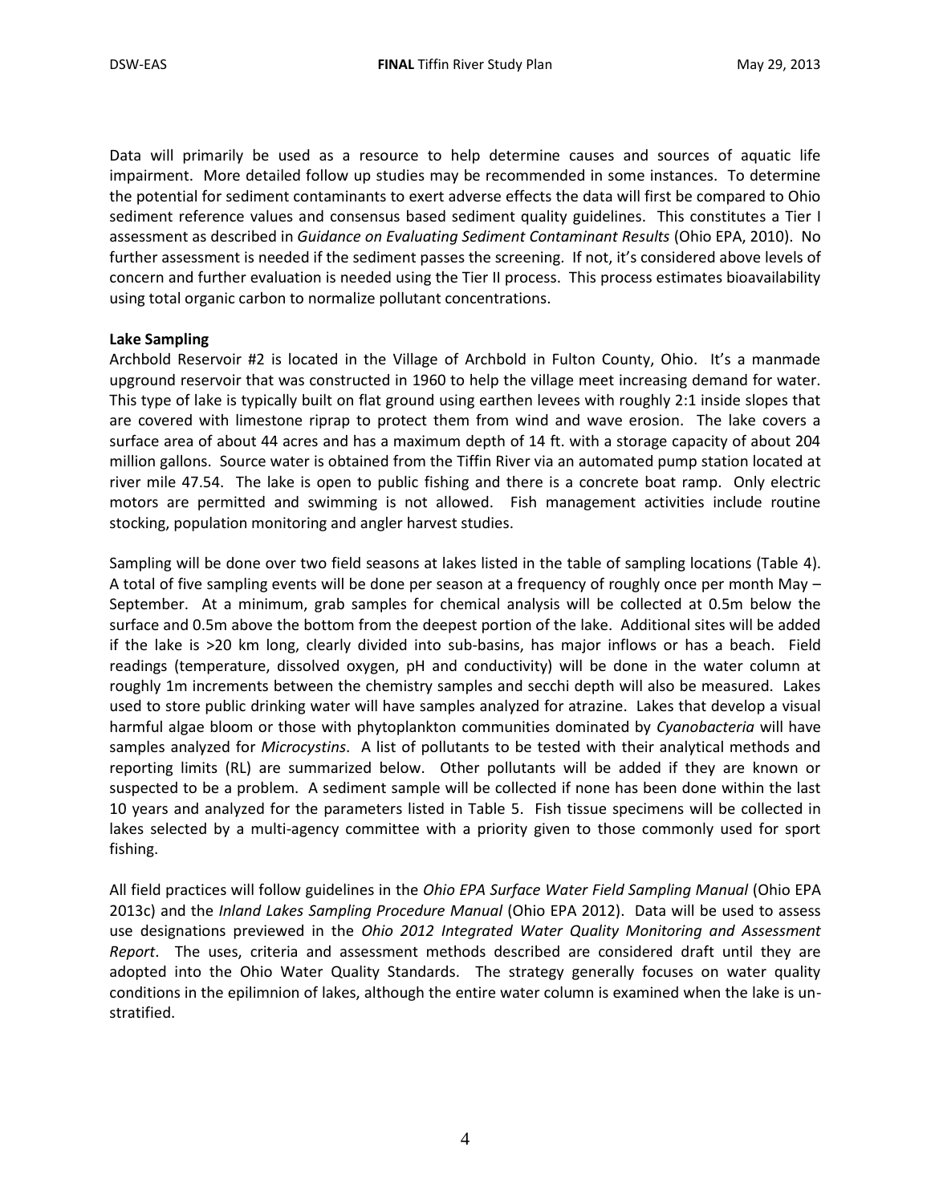Data will primarily be used as a resource to help determine causes and sources of aquatic life impairment. More detailed follow up studies may be recommended in some instances. To determine the potential for sediment contaminants to exert adverse effects the data will first be compared to Ohio sediment reference values and consensus based sediment quality guidelines. This constitutes a Tier I assessment as described in *Guidance on Evaluating Sediment Contaminant Results* (Ohio EPA, 2010). No further assessment is needed if the sediment passes the screening. If not, it's considered above levels of concern and further evaluation is needed using the Tier II process. This process estimates bioavailability using total organic carbon to normalize pollutant concentrations.

**Lake Sampling**

Archbold Reservoir #2 is located in the Village of Archbold in Fulton County, Ohio. It's a manmade upground reservoir that was constructed in 1960 to help the village meet increasing demand for water. This type of lake is typically built on flat ground using earthen levees with roughly 2:1 inside slopes that are covered with limestone riprap to protect them from wind and wave erosion. The lake covers a surface area of about 44 acres and has a maximum depth of 14 ft. with a storage capacity of about 204 million gallons. Source water is obtained from the Tiffin River via an automated pump station located at river mile 47.54. The lake is open to public fishing and there is a concrete boat ramp. Only electric motors are permitted and swimming is not allowed. Fish management activities include routine stocking, population monitoring and angler harvest studies.

Sampling will be done over two field seasons at lakes listed in the table of sampling locations (Table 4). A total of five sampling events will be done per season at a frequency of roughly once per month May – September. At a minimum, grab samples for chemical analysis will be collected at 0.5m below the surface and 0.5m above the bottom from the deepest portion of the lake. Additional sites will be added if the lake is >20 km long, clearly divided into sub-basins, has major inflows or has a beach. Field readings (temperature, dissolved oxygen, pH and conductivity) will be done in the water column at roughly 1m increments between the chemistry samples and secchi depth will also be measured. Lakes used to store public drinking water will have samples analyzed for atrazine. Lakes that develop a visual harmful algae bloom or those with phytoplankton communities dominated by *Cyanobacteria* will have samples analyzed for *Microcystins*. A list of pollutants to be tested with their analytical methods and reporting limits (RL) are summarized below. Other pollutants will be added if they are known or suspected to be a problem. A sediment sample will be collected if none has been done within the last 10 years and analyzed for the parameters listed in Table 5. Fish tissue specimens will be collected in lakes selected by a multi-agency committee with a priority given to those commonly used for sport fishing.

All field practices will follow guidelines in the *Ohio EPA Surface Water Field Sampling Manual* (Ohio EPA 2013c) and the *Inland Lakes Sampling Procedure Manual* (Ohio EPA 2012). Data will be used to assess use designations previewed in the *Ohio 2012 Integrated Water Quality Monitoring and Assessment Report*. The uses, criteria and assessment methods described are considered draft until they are adopted into the Ohio Water Quality Standards. The strategy generally focuses on water quality conditions in the epilimnion of lakes, although the entire water column is examined when the lake is un-stratified.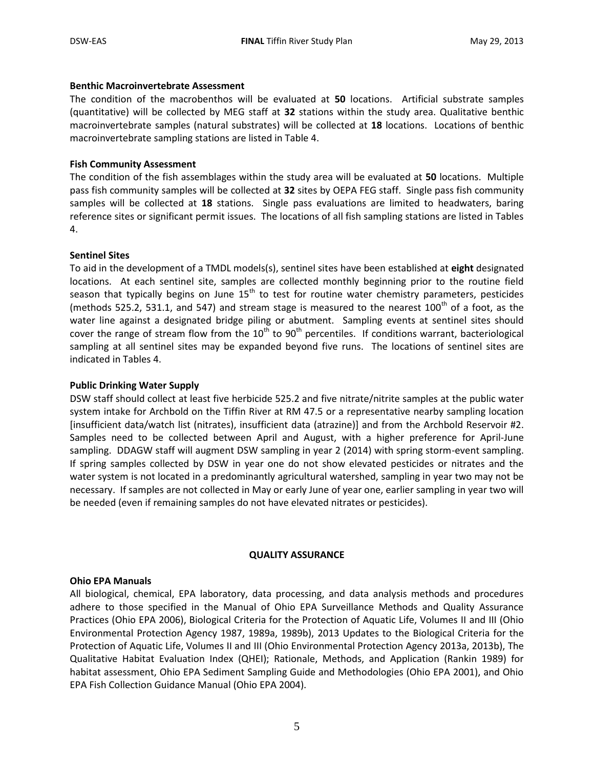**Benthic Macroinvertebrate Assessment**

The condition of the macrobenthos will be evaluated at **50** locations. Artificial substrate samples (quantitative) will be collected by MEG staff at **32** stations within the study area. Qualitative benthic macroinvertebrate samples (natural substrates) will be collected at **18** locations. Locations of benthic macroinvertebrate sampling stations are listed in Table 4.

**Fish Community Assessment**

The condition of the fish assemblages within the study area will be evaluated at **50** locations. Multiple pass fish community samples will be collected at **32** sites by OEPA FEG staff. Single pass fish community samples will be collected at **18** stations. Single pass evaluations are limited to headwaters, baring reference sites or significant permit issues. The locations of all fish sampling stations are listed in Tables 4.

**Sentinel Sites**

To aid in the development of a TMDL models(s), sentinel sites have been established at **eight** designated locations. At each sentinel site, samples are collected monthly beginning prior to the routine field season that typically begins on June 15$^{th}$ to test for routine water chemistry parameters, pesticides (methods 525.2, 531.1, and 547) and stream stage is measured to the nearest 100$^{th}$ of a foot, as the water line against a designated bridge piling or abutment. Sampling events at sentinel sites should cover the range of stream flow from the 10$^{th}$ to 90$^{th}$ percentiles. If conditions warrant, bacteriological sampling at all sentinel sites may be expanded beyond five runs. The locations of sentinel sites are indicated in Tables 4.

**Public Drinking Water Supply**

DSW staff should collect at least five herbicide 525.2 and five nitrate/nitrite samples at the public water system intake for Archbold on the Tiffin River at RM 47.5 or a representative nearby sampling location [insufficient data/watch list (nitrates), insufficient data (atrazine)] and from the Archbold Reservoir #2. Samples need to be collected between April and August, with a higher preference for April-June sampling. DDAGW staff will augment DSW sampling in year 2 (2014) with spring storm-event sampling. If spring samples collected by DSW in year one do not show elevated pesticides or nitrates and the water system is not located in a predominantly agricultural watershed, sampling in year two may not be necessary. If samples are not collected in May or early June of year one, earlier sampling in year two will be needed (even if remaining samples do not have elevated nitrates or pesticides).

## QUALITY ASSURANCE

**Ohio EPA Manuals**

All biological, chemical, EPA laboratory, data processing, and data analysis methods and procedures adhere to those specified in the Manual of Ohio EPA Surveillance Methods and Quality Assurance Practices (Ohio EPA 2006), Biological Criteria for the Protection of Aquatic Life, Volumes II and III (Ohio Environmental Protection Agency 1987, 1989a, 1989b), 2013 Updates to the Biological Criteria for the Protection of Aquatic Life, Volumes II and III (Ohio Environmental Protection Agency 2013a, 2013b), The Qualitative Habitat Evaluation Index (QHEI); Rationale, Methods, and Application (Rankin 1989) for habitat assessment, Ohio EPA Sediment Sampling Guide and Methodologies (Ohio EPA 2001), and Ohio EPA Fish Collection Guidance Manual (Ohio EPA 2004).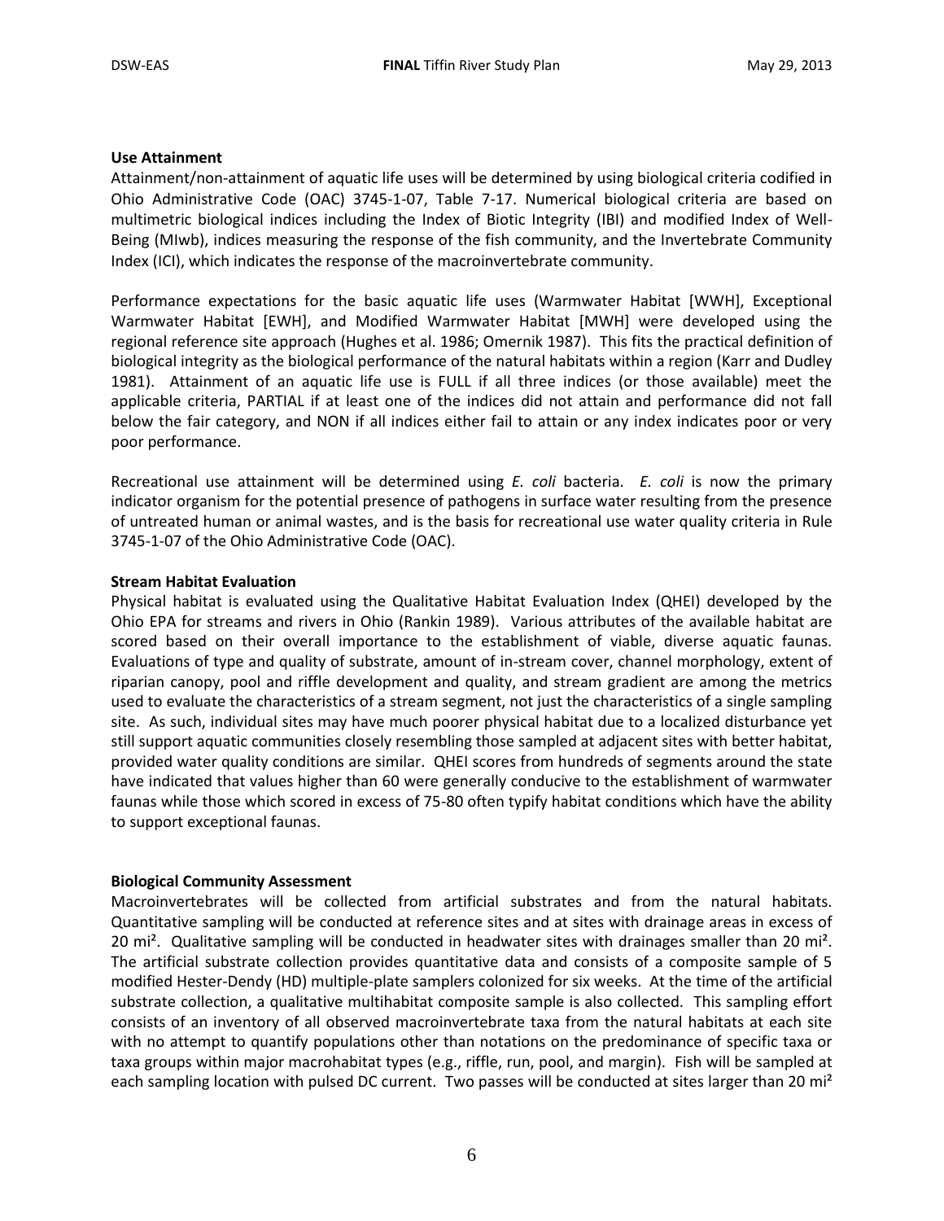**Use Attainment**

Attainment/non-attainment of aquatic life uses will be determined by using biological criteria codified in Ohio Administrative Code (OAC) 3745-1-07, Table 7-17. Numerical biological criteria are based on multimetric biological indices including the Index of Biotic Integrity (IBI) and modified Index of Well-Being (MIwb), indices measuring the response of the fish community, and the Invertebrate Community Index (ICI), which indicates the response of the macroinvertebrate community.

Performance expectations for the basic aquatic life uses (Warmwater Habitat [WWH], Exceptional Warmwater Habitat [EWH], and Modified Warmwater Habitat [MWH] were developed using the regional reference site approach (Hughes et al. 1986; Omernik 1987). This fits the practical definition of biological integrity as the biological performance of the natural habitats within a region (Karr and Dudley 1981). Attainment of an aquatic life use is FULL if all three indices (or those available) meet the applicable criteria, PARTIAL if at least one of the indices did not attain and performance did not fall below the fair category, and NON if all indices either fail to attain or any index indicates poor or very poor performance.

Recreational use attainment will be determined using *E. coli* bacteria. *E. coli* is now the primary indicator organism for the potential presence of pathogens in surface water resulting from the presence of untreated human or animal wastes, and is the basis for recreational use water quality criteria in Rule 3745-1-07 of the Ohio Administrative Code (OAC).

**Stream Habitat Evaluation**

Physical habitat is evaluated using the Qualitative Habitat Evaluation Index (QHEI) developed by the Ohio EPA for streams and rivers in Ohio (Rankin 1989). Various attributes of the available habitat are scored based on their overall importance to the establishment of viable, diverse aquatic faunas. Evaluations of type and quality of substrate, amount of in-stream cover, channel morphology, extent of riparian canopy, pool and riffle development and quality, and stream gradient are among the metrics used to evaluate the characteristics of a stream segment, not just the characteristics of a single sampling site. As such, individual sites may have much poorer physical habitat due to a localized disturbance yet still support aquatic communities closely resembling those sampled at adjacent sites with better habitat, provided water quality conditions are similar. QHEI scores from hundreds of segments around the state have indicated that values higher than 60 were generally conducive to the establishment of warmwater faunas while those which scored in excess of 75-80 often typify habitat conditions which have the ability to support exceptional faunas.

**Biological Community Assessment**

Macroinvertebrates will be collected from artificial substrates and from the natural habitats. Quantitative sampling will be conducted at reference sites and at sites with drainage areas in excess of 20 mi². Qualitative sampling will be conducted in headwater sites with drainages smaller than 20 mi². The artificial substrate collection provides quantitative data and consists of a composite sample of 5 modified Hester-Dendy (HD) multiple-plate samplers colonized for six weeks. At the time of the artificial substrate collection, a qualitative multihabitat composite sample is also collected. This sampling effort consists of an inventory of all observed macroinvertebrate taxa from the natural habitats at each site with no attempt to quantify populations other than notations on the predominance of specific taxa or taxa groups within major macrohabitat types (e.g., riffle, run, pool, and margin). Fish will be sampled at each sampling location with pulsed DC current. Two passes will be conducted at sites larger than 20 mi²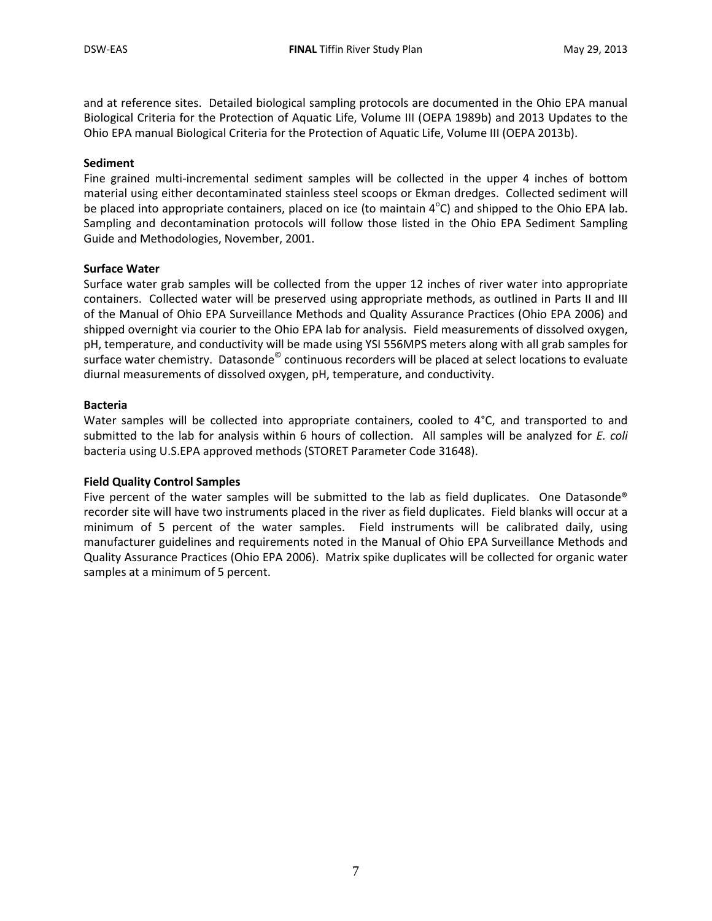and at reference sites. Detailed biological sampling protocols are documented in the Ohio EPA manual Biological Criteria for the Protection of Aquatic Life, Volume III (OEPA 1989b) and 2013 Updates to the Ohio EPA manual Biological Criteria for the Protection of Aquatic Life, Volume III (OEPA 2013b).

**Sediment**

Fine grained multi-incremental sediment samples will be collected in the upper 4 inches of bottom material using either decontaminated stainless steel scoops or Ekman dredges. Collected sediment will be placed into appropriate containers, placed on ice (to maintain 4°C) and shipped to the Ohio EPA lab. Sampling and decontamination protocols will follow those listed in the Ohio EPA Sediment Sampling Guide and Methodologies, November, 2001.

**Surface Water**

Surface water grab samples will be collected from the upper 12 inches of river water into appropriate containers. Collected water will be preserved using appropriate methods, as outlined in Parts II and III of the Manual of Ohio EPA Surveillance Methods and Quality Assurance Practices (Ohio EPA 2006) and shipped overnight via courier to the Ohio EPA lab for analysis. Field measurements of dissolved oxygen, pH, temperature, and conductivity will be made using YSI 556MPS meters along with all grab samples for surface water chemistry. Datasonde© continuous recorders will be placed at select locations to evaluate diurnal measurements of dissolved oxygen, pH, temperature, and conductivity.

**Bacteria**

Water samples will be collected into appropriate containers, cooled to 4°C, and transported to and submitted to the lab for analysis within 6 hours of collection. All samples will be analyzed for *E. coli* bacteria using U.S.EPA approved methods (STORET Parameter Code 31648).

**Field Quality Control Samples**

Five percent of the water samples will be submitted to the lab as field duplicates. One Datasonde® recorder site will have two instruments placed in the river as field duplicates. Field blanks will occur at a minimum of 5 percent of the water samples. Field instruments will be calibrated daily, using manufacturer guidelines and requirements noted in the Manual of Ohio EPA Surveillance Methods and Quality Assurance Practices (Ohio EPA 2006). Matrix spike duplicates will be collected for organic water samples at a minimum of 5 percent.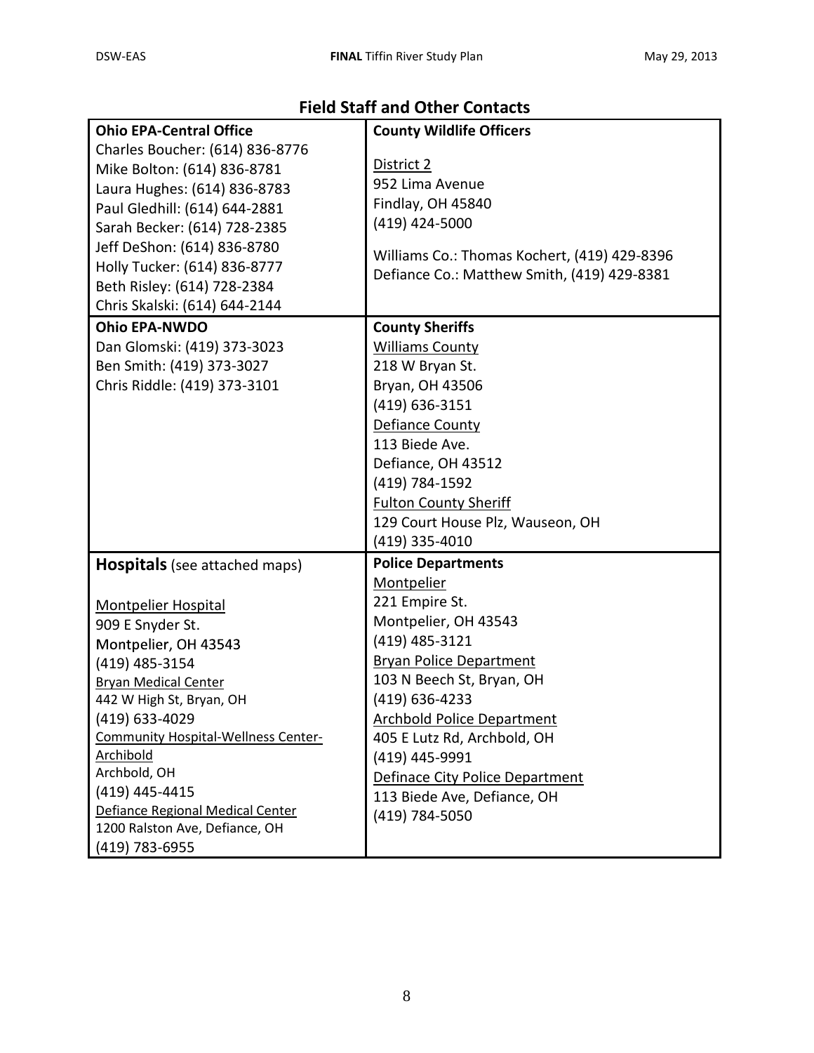## Field Staff and Other Contacts

| **Ohio EPA-Central Office** | **County Wildlife Officers** |
|---|---|
| Charles Boucher: (614) 836-8776<br>Mike Bolton: (614) 836-8781<br>Laura Hughes: (614) 836-8783<br>Paul Gledhill: (614) 644-2881<br>Sarah Becker: (614) 728-2385<br>Jeff DeShon: (614) 836-8780<br>Holly Tucker: (614) 836-8777<br>Beth Risley: (614) 728-2384<br>Chris Skalski: (614) 644-2144 | District 2<br>952 Lima Avenue<br>Findlay, OH 45840<br>(419) 424-5000<br><br>Williams Co.: Thomas Kochert, (419) 429-8396<br>Defiance Co.: Matthew Smith, (419) 429-8381 |
| **Ohio EPA-NWDO** | **County Sheriffs** |
| Dan Glomski: (419) 373-3023<br>Ben Smith: (419) 373-3027<br>Chris Riddle: (419) 373-3101 | Williams County<br>218 W Bryan St.<br>Bryan, OH 43506<br>(419) 636-3151<br>Defiance County<br>113 Biede Ave.<br>Defiance, OH 43512<br>(419) 784-1592<br>Fulton County Sheriff<br>129 Court House Plz, Wauseon, OH<br>(419) 335-4010 |
| **Hospitals** (see attached maps) | **Police Departments** |
| Montpelier Hospital<br>909 E Snyder St.<br>Montpelier, OH 43543<br>(419) 485-3154<br>Bryan Medical Center<br>442 W High St, Bryan, OH<br>(419) 633-4029<br>Community Hospital-Wellness Center-Archibold<br>Archbold, OH<br>(419) 445-4415<br>Defiance Regional Medical Center<br>1200 Ralston Ave, Defiance, OH<br>(419) 783-6955 | Montpelier<br>221 Empire St.<br>Montpelier, OH 43543<br>(419) 485-3121<br>Bryan Police Department<br>103 N Beech St, Bryan, OH<br>(419) 636-4233<br>Archbold Police Department<br>405 E Lutz Rd, Archbold, OH<br>(419) 445-9991<br>Definace City Police Department<br>113 Biede Ave, Defiance, OH<br>(419) 784-5050 |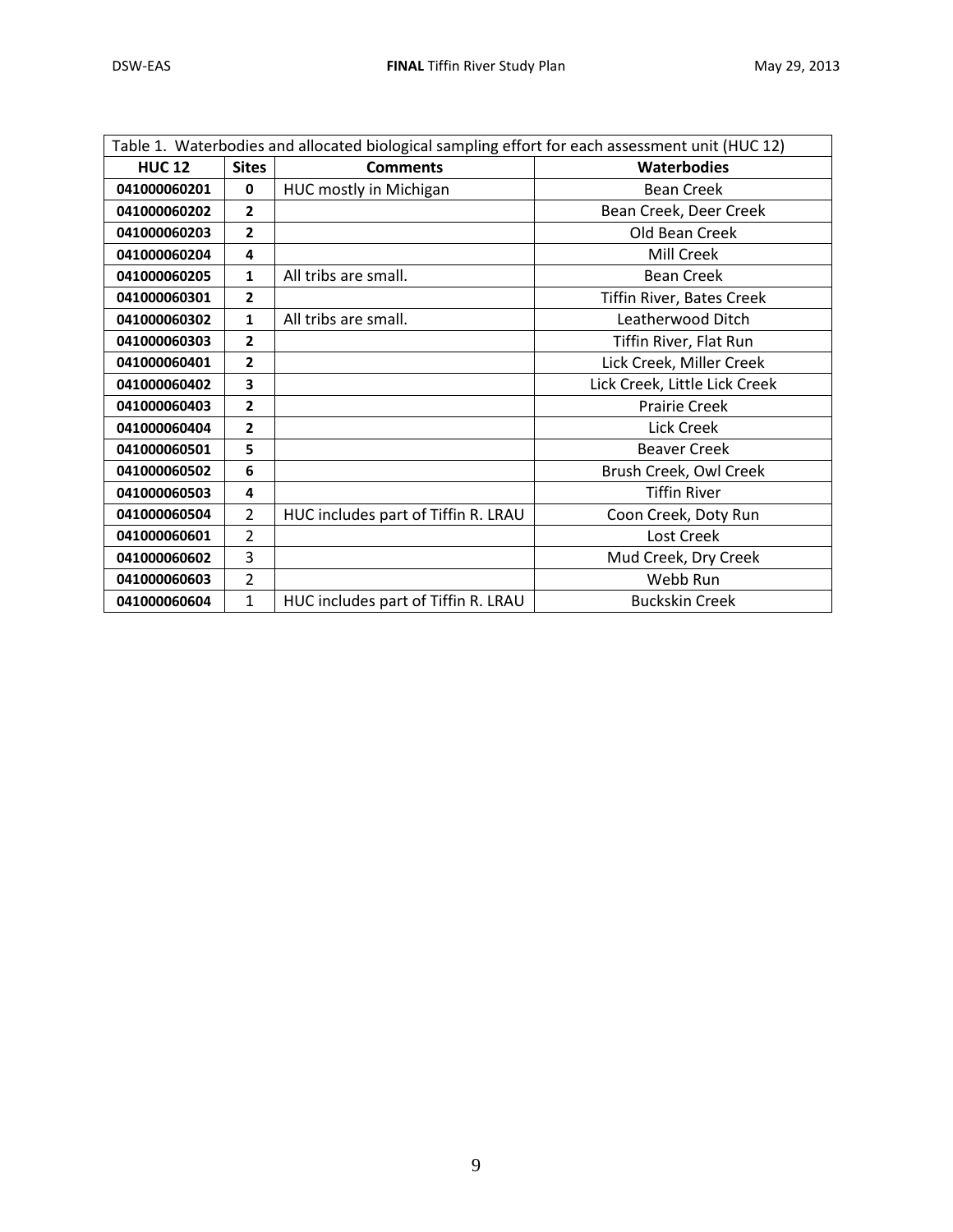Table 1. Waterbodies and allocated biological sampling effort for each assessment unit (HUC 12)

| HUC 12 | Sites | Comments | Waterbodies |
|---|---|---|---|
| **041000060201** | **0** | HUC mostly in Michigan | Bean Creek |
| **041000060202** | **2** | | Bean Creek, Deer Creek |
| **041000060203** | **2** | | Old Bean Creek |
| **041000060204** | **4** | | Mill Creek |
| **041000060205** | **1** | All tribs are small. | Bean Creek |
| **041000060301** | **2** | | Tiffin River, Bates Creek |
| **041000060302** | **1** | All tribs are small. | Leatherwood Ditch |
| **041000060303** | **2** | | Tiffin River, Flat Run |
| **041000060401** | **2** | | Lick Creek, Miller Creek |
| **041000060402** | **3** | | Lick Creek, Little Lick Creek |
| **041000060403** | **2** | | Prairie Creek |
| **041000060404** | **2** | | Lick Creek |
| **041000060501** | **5** | | Beaver Creek |
| **041000060502** | **6** | | Brush Creek, Owl Creek |
| **041000060503** | **4** | | Tiffin River |
| **041000060504** | 2 | HUC includes part of Tiffin R. LRAU | Coon Creek, Doty Run |
| **041000060601** | 2 | | Lost Creek |
| **041000060602** | 3 | | Mud Creek, Dry Creek |
| **041000060603** | 2 | | Webb Run |
| **041000060604** | 1 | HUC includes part of Tiffin R. LRAU | Buckskin Creek |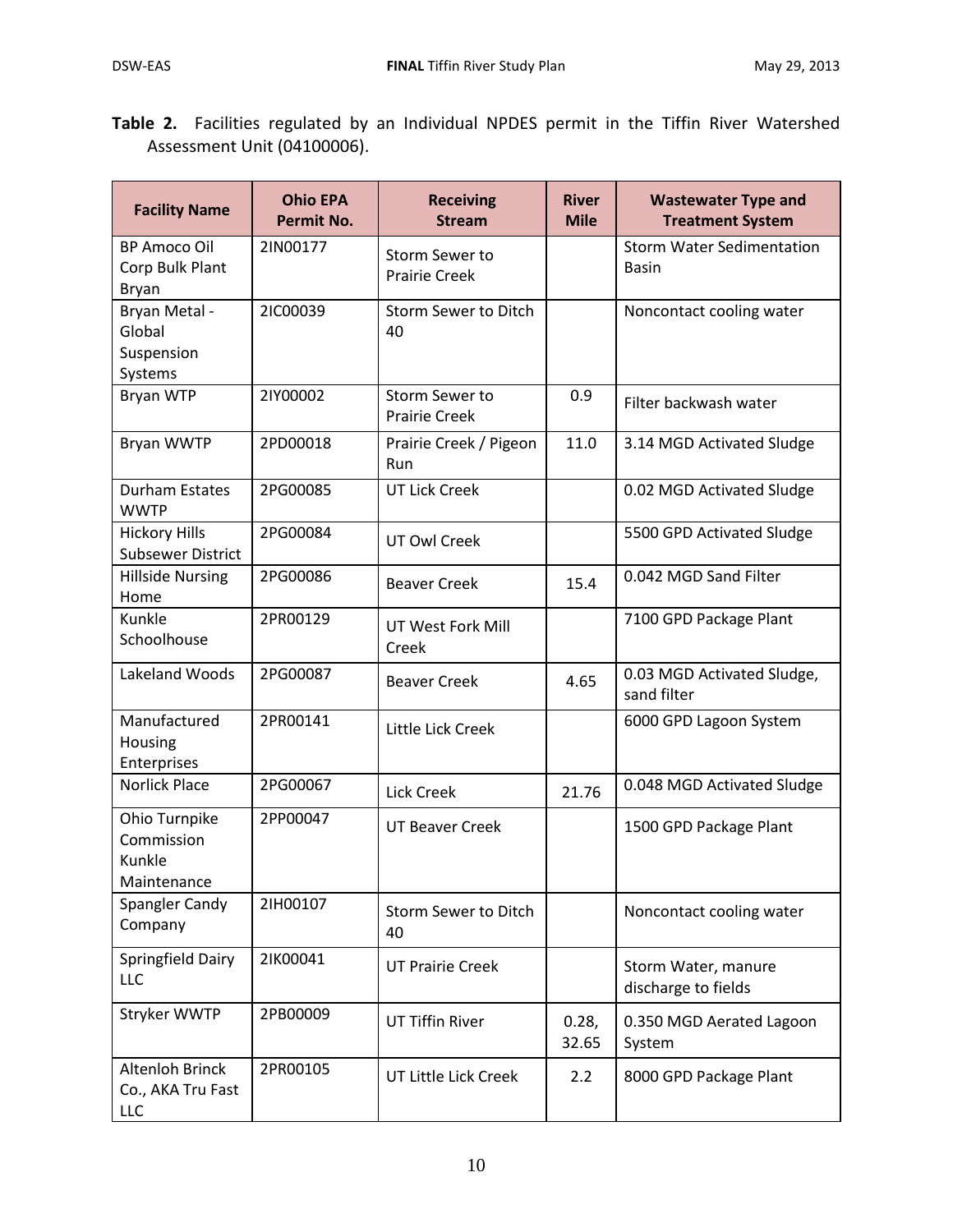**Table 2.** Facilities regulated by an Individual NPDES permit in the Tiffin River Watershed Assessment Unit (04100006).

| Facility Name | Ohio EPA Permit No. | Receiving Stream | River Mile | Wastewater Type and Treatment System |
|---|---|---|---|---|
| BP Amoco Oil Corp Bulk Plant Bryan | 2IN00177 | Storm Sewer to Prairie Creek | | Storm Water Sedimentation Basin |
| Bryan Metal - Global Suspension Systems | 2IC00039 | Storm Sewer to Ditch 40 | | Noncontact cooling water |
| Bryan WTP | 2IY00002 | Storm Sewer to Prairie Creek | 0.9 | Filter backwash water |
| Bryan WWTP | 2PD00018 | Prairie Creek / Pigeon Run | 11.0 | 3.14 MGD Activated Sludge |
| Durham Estates WWTP | 2PG00085 | UT Lick Creek | | 0.02 MGD Activated Sludge |
| Hickory Hills Subsewer District | 2PG00084 | UT Owl Creek | | 5500 GPD Activated Sludge |
| Hillside Nursing Home | 2PG00086 | Beaver Creek | 15.4 | 0.042 MGD Sand Filter |
| Kunkle Schoolhouse | 2PR00129 | UT West Fork Mill Creek | | 7100 GPD Package Plant |
| Lakeland Woods | 2PG00087 | Beaver Creek | 4.65 | 0.03 MGD Activated Sludge, sand filter |
| Manufactured Housing Enterprises | 2PR00141 | Little Lick Creek | | 6000 GPD Lagoon System |
| Norlick Place | 2PG00067 | Lick Creek | 21.76 | 0.048 MGD Activated Sludge |
| Ohio Turnpike Commission Kunkle Maintenance | 2PP00047 | UT Beaver Creek | | 1500 GPD Package Plant |
| Spangler Candy Company | 2IH00107 | Storm Sewer to Ditch 40 | | Noncontact cooling water |
| Springfield Dairy LLC | 2IK00041 | UT Prairie Creek | | Storm Water, manure discharge to fields |
| Stryker WWTP | 2PB00009 | UT Tiffin River | 0.28, 32.65 | 0.350 MGD Aerated Lagoon System |
| Altenloh Brinck Co., AKA Tru Fast LLC | 2PR00105 | UT Little Lick Creek | 2.2 | 8000 GPD Package Plant |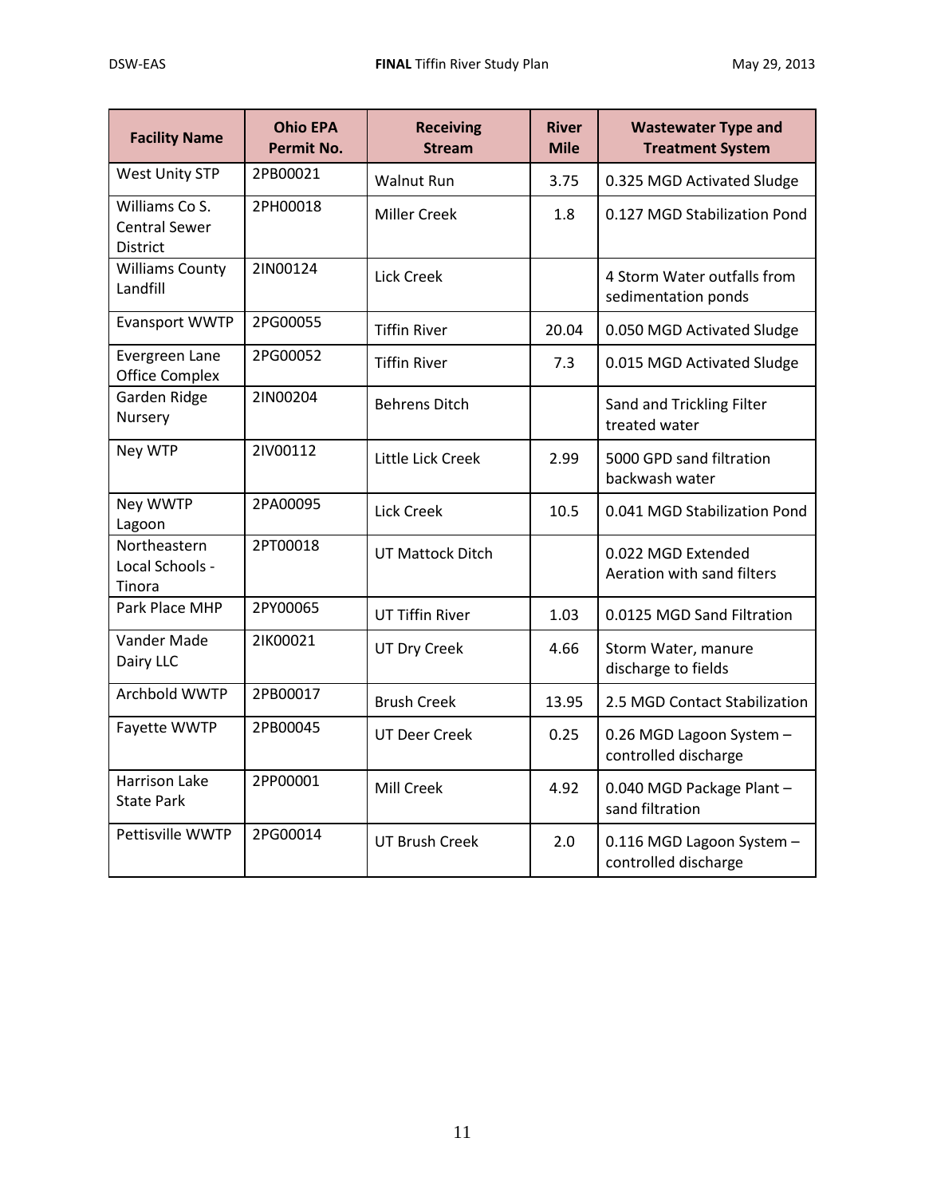| Facility Name | Ohio EPA Permit No. | Receiving Stream | River Mile | Wastewater Type and Treatment System |
|---|---|---|---|---|
| West Unity STP | 2PB00021 | Walnut Run | 3.75 | 0.325 MGD Activated Sludge |
| Williams Co S. Central Sewer District | 2PH00018 | Miller Creek | 1.8 | 0.127 MGD Stabilization Pond |
| Williams County Landfill | 2IN00124 | Lick Creek | | 4 Storm Water outfalls from sedimentation ponds |
| Evansport WWTP | 2PG00055 | Tiffin River | 20.04 | 0.050 MGD Activated Sludge |
| Evergreen Lane Office Complex | 2PG00052 | Tiffin River | 7.3 | 0.015 MGD Activated Sludge |
| Garden Ridge Nursery | 2IN00204 | Behrens Ditch | | Sand and Trickling Filter treated water |
| Ney WTP | 2IV00112 | Little Lick Creek | 2.99 | 5000 GPD sand filtration backwash water |
| Ney WWTP Lagoon | 2PA00095 | Lick Creek | 10.5 | 0.041 MGD Stabilization Pond |
| Northeastern Local Schools - Tinora | 2PT00018 | UT Mattock Ditch | | 0.022 MGD Extended Aeration with sand filters |
| Park Place MHP | 2PY00065 | UT Tiffin River | 1.03 | 0.0125 MGD Sand Filtration |
| Vander Made Dairy LLC | 2IK00021 | UT Dry Creek | 4.66 | Storm Water, manure discharge to fields |
| Archbold WWTP | 2PB00017 | Brush Creek | 13.95 | 2.5 MGD Contact Stabilization |
| Fayette WWTP | 2PB00045 | UT Deer Creek | 0.25 | 0.26 MGD Lagoon System – controlled discharge |
| Harrison Lake State Park | 2PP00001 | Mill Creek | 4.92 | 0.040 MGD Package Plant – sand filtration |
| Pettisville WWTP | 2PG00014 | UT Brush Creek | 2.0 | 0.116 MGD Lagoon System – controlled discharge |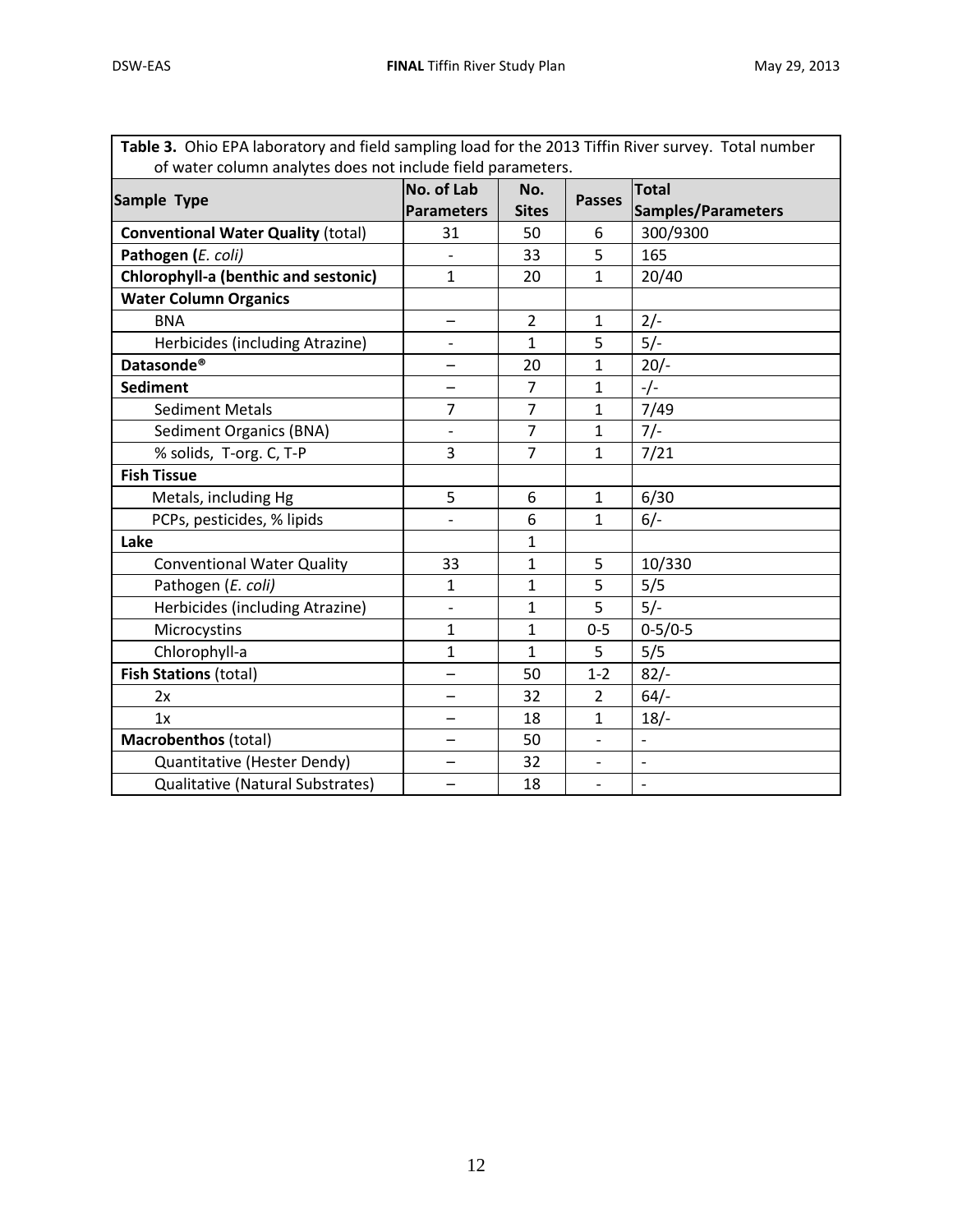**Table 3.** Ohio EPA laboratory and field sampling load for the 2013 Tiffin River survey. Total number of water column analytes does not include field parameters.

| Sample Type | No. of Lab Parameters | No. Sites | Passes | Total Samples/Parameters |
|---|---|---|---|---|
| **Conventional Water Quality** (total) | 31 | 50 | 6 | 300/9300 |
| **Pathogen (***E. coli)* | - | 33 | 5 | 165 |
| **Chlorophyll-a (benthic and sestonic)** | 1 | 20 | 1 | 20/40 |
| **Water Column Organics** | | | | |
| BNA | – | 2 | 1 | 2/- |
| Herbicides (including Atrazine) | - | 1 | 5 | 5/- |
| **Datasonde®** | – | 20 | 1 | 20/- |
| **Sediment** | – | 7 | 1 | -/- |
| Sediment Metals | 7 | 7 | 1 | 7/49 |
| Sediment Organics (BNA) | - | 7 | 1 | 7/- |
| % solids, T-org. C, T-P | 3 | 7 | 1 | 7/21 |
| **Fish Tissue** | | | | |
| Metals, including Hg | 5 | 6 | 1 | 6/30 |
| PCPs, pesticides, % lipids | - | 6 | 1 | 6/- |
| **Lake** | | 1 | | |
| Conventional Water Quality | 33 | 1 | 5 | 10/330 |
| Pathogen (*E. coli)* | 1 | 1 | 5 | 5/5 |
| Herbicides (including Atrazine) | - | 1 | 5 | 5/- |
| Microcystins | 1 | 1 | 0-5 | 0-5/0-5 |
| Chlorophyll-a | 1 | 1 | 5 | 5/5 |
| **Fish Stations** (total) | – | 50 | 1-2 | 82/- |
| 2x | – | 32 | 2 | 64/- |
| 1x | – | 18 | 1 | 18/- |
| **Macrobenthos** (total) | – | 50 | - | - |
| Quantitative (Hester Dendy) | – | 32 | - | - |
| Qualitative (Natural Substrates) | – | 18 | - | - |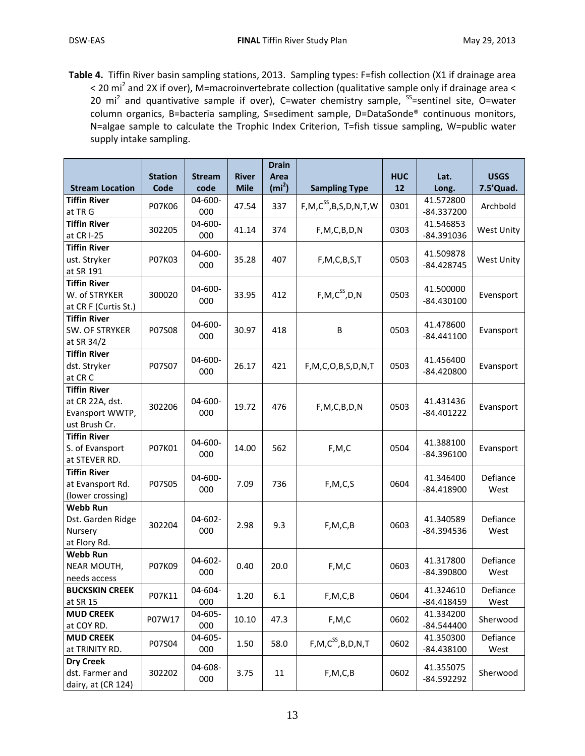**Table 4.** Tiffin River basin sampling stations, 2013. Sampling types: F=fish collection (X1 if drainage area < 20 mi$^2$ and 2X if over), M=macroinvertebrate collection (qualitative sample only if drainage area < 20 mi$^2$ and quantivative sample if over), C=water chemistry sample, $^{SS}$=sentinel site, O=water column organics, B=bacteria sampling, S=sediment sample, D=DataSonde® continuous monitors, N=algae sample to calculate the Trophic Index Criterion, T=fish tissue sampling, W=public water supply intake sampling.

| Stream Location | Station Code | Stream code | River Mile | Drain Area (mi$^2$) | Sampling Type | HUC 12 | Lat. Long. | USGS 7.5'Quad. |
|---|---|---|---|---|---|---|---|---|
| **Tiffin River** at TR G | P07K06 | 04-600-000 | 47.54 | 337 | F,M,C$^{SS}$,B,S,D,N,T,W | 0301 | 41.572800 -84.337200 | Archbold |
| **Tiffin River** at CR I-25 | 302205 | 04-600-000 | 41.14 | 374 | F,M,C,B,D,N | 0303 | 41.546853 -84.391036 | West Unity |
| **Tiffin River** ust. Stryker at SR 191 | P07K03 | 04-600-000 | 35.28 | 407 | F,M,C,B,S,T | 0503 | 41.509878 -84.428745 | West Unity |
| **Tiffin River** W. of STRYKER at CR F (Curtis St.) | 300020 | 04-600-000 | 33.95 | 412 | F,M,C$^{SS}$,D,N | 0503 | 41.500000 -84.430100 | Evansport |
| **Tiffin River** SW. OF STRYKER at SR 34/2 | P07S08 | 04-600-000 | 30.97 | 418 | B | 0503 | 41.478600 -84.441100 | Evansport |
| **Tiffin River** dst. Stryker at CR C | P07S07 | 04-600-000 | 26.17 | 421 | F,M,C,O,B,S,D,N,T | 0503 | 41.456400 -84.420800 | Evansport |
| **Tiffin River** at CR 22A, dst. Evansport WWTP, ust Brush Cr. | 302206 | 04-600-000 | 19.72 | 476 | F,M,C,B,D,N | 0503 | 41.431436 -84.401222 | Evansport |
| **Tiffin River** S. of Evansport at STEVER RD. | P07K01 | 04-600-000 | 14.00 | 562 | F,M,C | 0504 | 41.388100 -84.396100 | Evansport |
| **Tiffin River** at Evansport Rd. (lower crossing) | P07S05 | 04-600-000 | 7.09 | 736 | F,M,C,S | 0604 | 41.346400 -84.418900 | Defiance West |
| **Webb Run** Dst. Garden Ridge Nursery at Flory Rd. | 302204 | 04-602-000 | 2.98 | 9.3 | F,M,C,B | 0603 | 41.340589 -84.394536 | Defiance West |
| **Webb Run** NEAR MOUTH, needs access | P07K09 | 04-602-000 | 0.40 | 20.0 | F,M,C | 0603 | 41.317800 -84.390800 | Defiance West |
| **BUCKSKIN CREEK** at SR 15 | P07K11 | 04-604-000 | 1.20 | 6.1 | F,M,C,B | 0604 | 41.324610 -84.418459 | Defiance West |
| **MUD CREEK** at COY RD. | P07W17 | 04-605-000 | 10.10 | 47.3 | F,M,C | 0602 | 41.334200 -84.544400 | Sherwood |
| **MUD CREEK** at TRINITY RD. | P07S04 | 04-605-000 | 1.50 | 58.0 | F,M,C$^{SS}$,B,D,N,T | 0602 | 41.350300 -84.438100 | Defiance West |
| **Dry Creek** dst. Farmer and dairy, at (CR 124) | 302202 | 04-608-000 | 3.75 | 11 | F,M,C,B | 0602 | 41.355075 -84.592292 | Sherwood |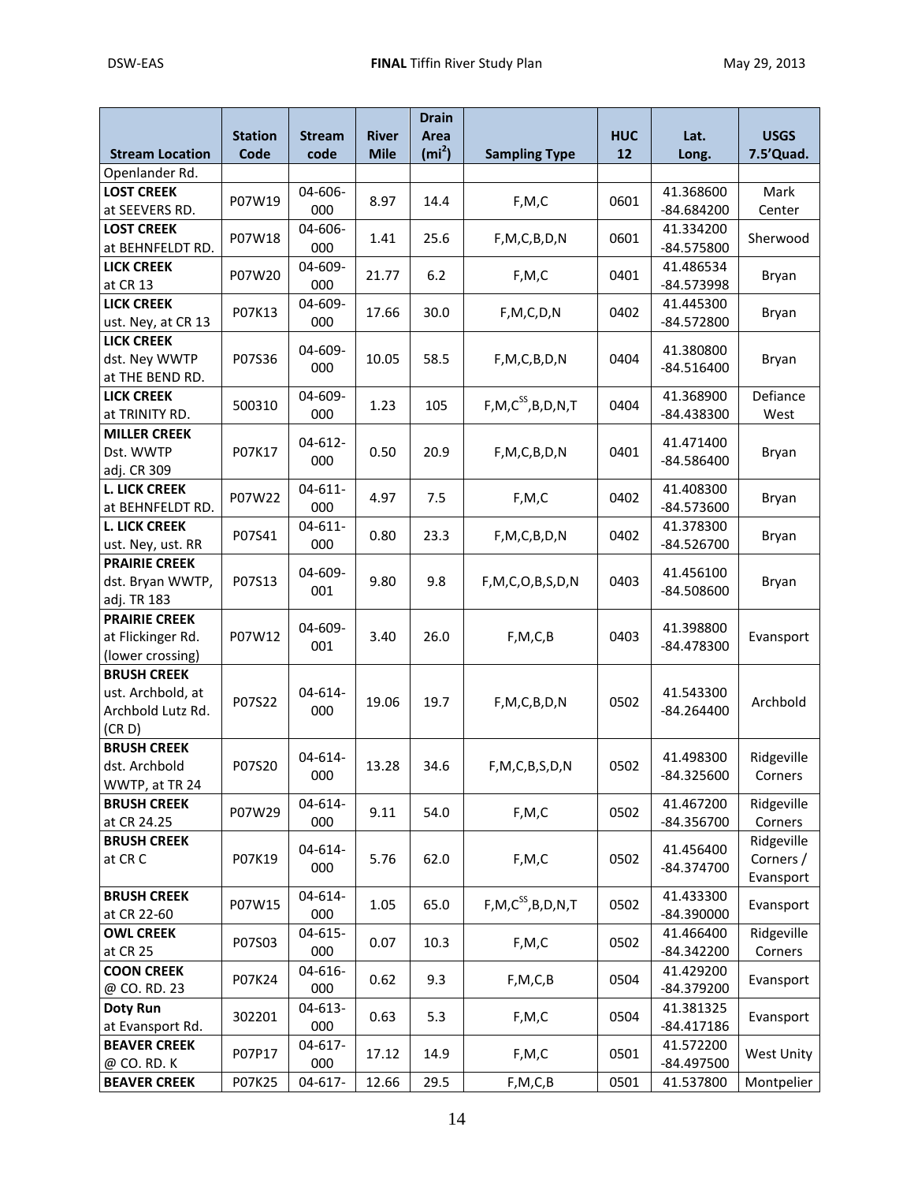| Stream Location | Station Code | Stream code | River Mile | Drain Area (mi$^2$) | Sampling Type | HUC 12 | Lat. Long. | USGS 7.5'Quad. |
|---|---|---|---|---|---|---|---|---|
| Openlander Rd. | | | | | | | | |
| **LOST CREEK** at SEEVERS RD. | P07W19 | 04-606-000 | 8.97 | 14.4 | F,M,C | 0601 | 41.368600 -84.684200 | Mark Center |
| **LOST CREEK** at BEHNFELDT RD. | P07W18 | 04-606-000 | 1.41 | 25.6 | F,M,C,B,D,N | 0601 | 41.334200 -84.575800 | Sherwood |
| **LICK CREEK** at CR 13 | P07W20 | 04-609-000 | 21.77 | 6.2 | F,M,C | 0401 | 41.486534 -84.573998 | Bryan |
| **LICK CREEK** ust. Ney, at CR 13 | P07K13 | 04-609-000 | 17.66 | 30.0 | F,M,C,D,N | 0402 | 41.445300 -84.572800 | Bryan |
| **LICK CREEK** dst. Ney WWTP at THE BEND RD. | P07S36 | 04-609-000 | 10.05 | 58.5 | F,M,C,B,D,N | 0404 | 41.380800 -84.516400 | Bryan |
| **LICK CREEK** at TRINITY RD. | 500310 | 04-609-000 | 1.23 | 105 | F,M,C$^{SS}$,B,D,N,T | 0404 | 41.368900 -84.438300 | Defiance West |
| **MILLER CREEK** Dst. WWTP adj. CR 309 | P07K17 | 04-612-000 | 0.50 | 20.9 | F,M,C,B,D,N | 0401 | 41.471400 -84.586400 | Bryan |
| **L. LICK CREEK** at BEHNFELDT RD. | P07W22 | 04-611-000 | 4.97 | 7.5 | F,M,C | 0402 | 41.408300 -84.573600 | Bryan |
| **L. LICK CREEK** ust. Ney, ust. RR | P07S41 | 04-611-000 | 0.80 | 23.3 | F,M,C,B,D,N | 0402 | 41.378300 -84.526700 | Bryan |
| **PRAIRIE CREEK** dst. Bryan WWTP, adj. TR 183 | P07S13 | 04-609-001 | 9.80 | 9.8 | F,M,C,O,B,S,D,N | 0403 | 41.456100 -84.508600 | Bryan |
| **PRAIRIE CREEK** at Flickinger Rd. (lower crossing) | P07W12 | 04-609-001 | 3.40 | 26.0 | F,M,C,B | 0403 | 41.398800 -84.478300 | Evansport |
| **BRUSH CREEK** ust. Archbold, at Archbold Lutz Rd. (CR D) | P07S22 | 04-614-000 | 19.06 | 19.7 | F,M,C,B,D,N | 0502 | 41.543300 -84.264400 | Archbold |
| **BRUSH CREEK** dst. Archbold WWTP, at TR 24 | P07S20 | 04-614-000 | 13.28 | 34.6 | F,M,C,B,S,D,N | 0502 | 41.498300 -84.325600 | Ridgeville Corners |
| **BRUSH CREEK** at CR 24.25 | P07W29 | 04-614-000 | 9.11 | 54.0 | F,M,C | 0502 | 41.467200 -84.356700 | Ridgeville Corners |
| **BRUSH CREEK** at CR C | P07K19 | 04-614-000 | 5.76 | 62.0 | F,M,C | 0502 | 41.456400 -84.374700 | Ridgeville Corners / Evansport |
| **BRUSH CREEK** at CR 22-60 | P07W15 | 04-614-000 | 1.05 | 65.0 | F,M,C$^{SS}$,B,D,N,T | 0502 | 41.433300 -84.390000 | Evansport |
| **OWL CREEK** at CR 25 | P07S03 | 04-615-000 | 0.07 | 10.3 | F,M,C | 0502 | 41.466400 -84.342200 | Ridgeville Corners |
| **COON CREEK** @ CO. RD. 23 | P07K24 | 04-616-000 | 0.62 | 9.3 | F,M,C,B | 0504 | 41.429200 -84.379200 | Evansport |
| **Doty Run** at Evansport Rd. | 302201 | 04-613-000 | 0.63 | 5.3 | F,M,C | 0504 | 41.381325 -84.417186 | Evansport |
| **BEAVER CREEK** @ CO. RD. K | P07P17 | 04-617-000 | 17.12 | 14.9 | F,M,C | 0501 | 41.572200 -84.497500 | West Unity |
| **BEAVER CREEK** | P07K25 | 04-617- | 12.66 | 29.5 | F,M,C,B | 0501 | 41.537800 | Montpelier |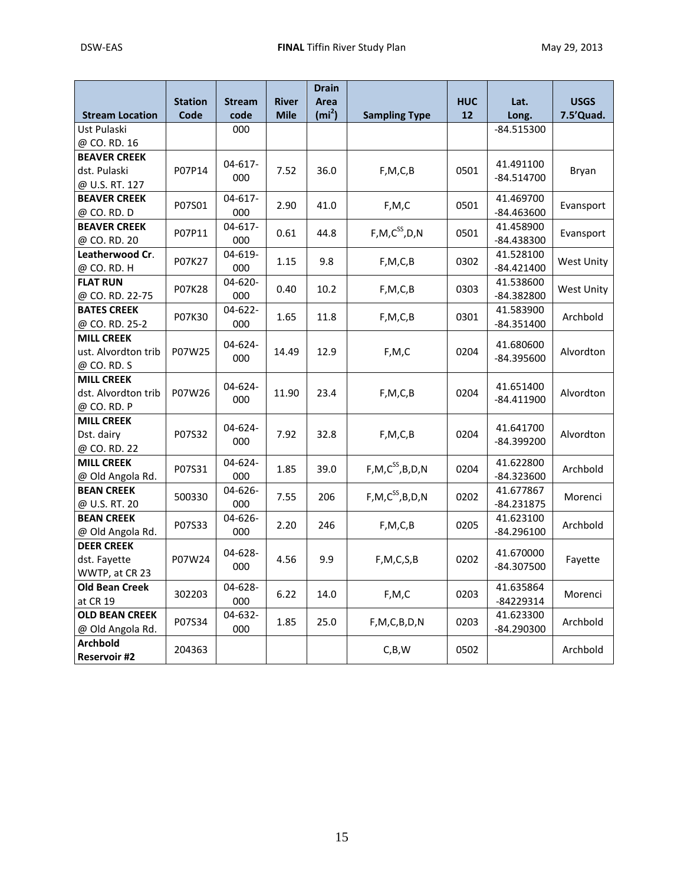| Stream Location | Station Code | Stream code | River Mile | Drain Area ($mi^2$) | Sampling Type | HUC 12 | Lat. Long. | USGS 7.5'Quad. |
|---|---|---|---|---|---|---|---|---|
| Ust Pulaski @ CO. RD. 16 | | 000 | | | | | -84.515300 | |
| **BEAVER CREEK** dst. Pulaski @ U.S. RT. 127 | P07P14 | 04-617-000 | 7.52 | 36.0 | F,M,C,B | 0501 | 41.491100 -84.514700 | Bryan |
| **BEAVER CREEK** @ CO. RD. D | P07S01 | 04-617-000 | 2.90 | 41.0 | F,M,C | 0501 | 41.469700 -84.463600 | Evansport |
| **BEAVER CREEK** @ CO. RD. 20 | P07P11 | 04-617-000 | 0.61 | 44.8 | F,M,$C^{SS}$,D,N | 0501 | 41.458900 -84.438300 | Evansport |
| **Leatherwood Cr**. @ CO. RD. H | P07K27 | 04-619-000 | 1.15 | 9.8 | F,M,C,B | 0302 | 41.528100 -84.421400 | West Unity |
| **FLAT RUN** @ CO. RD. 22-75 | P07K28 | 04-620-000 | 0.40 | 10.2 | F,M,C,B | 0303 | 41.538600 -84.382800 | West Unity |
| **BATES CREEK** @ CO. RD. 25-2 | P07K30 | 04-622-000 | 1.65 | 11.8 | F,M,C,B | 0301 | 41.583900 -84.351400 | Archbold |
| **MILL CREEK** ust. Alvordton trib @ CO. RD. S | P07W25 | 04-624-000 | 14.49 | 12.9 | F,M,C | 0204 | 41.680600 -84.395600 | Alvordton |
| **MILL CREEK** dst. Alvordton trib @ CO. RD. P | P07W26 | 04-624-000 | 11.90 | 23.4 | F,M,C,B | 0204 | 41.651400 -84.411900 | Alvordton |
| **MILL CREEK** Dst. dairy @ CO. RD. 22 | P07S32 | 04-624-000 | 7.92 | 32.8 | F,M,C,B | 0204 | 41.641700 -84.399200 | Alvordton |
| **MILL CREEK** @ Old Angola Rd. | P07S31 | 04-624-000 | 1.85 | 39.0 | F,M,$C^{SS}$,B,D,N | 0204 | 41.622800 -84.323600 | Archbold |
| **BEAN CREEK** @ U.S. RT. 20 | 500330 | 04-626-000 | 7.55 | 206 | F,M,$C^{SS}$,B,D,N | 0202 | 41.677867 -84.231875 | Morenci |
| **BEAN CREEK** @ Old Angola Rd. | P07S33 | 04-626-000 | 2.20 | 246 | F,M,C,B | 0205 | 41.623100 -84.296100 | Archbold |
| **DEER CREEK** dst. Fayette WWTP, at CR 23 | P07W24 | 04-628-000 | 4.56 | 9.9 | F,M,C,S,B | 0202 | 41.670000 -84.307500 | Fayette |
| **Old Bean Creek** at CR 19 | 302203 | 04-628-000 | 6.22 | 14.0 | F,M,C | 0203 | 41.635864 -84229314 | Morenci |
| **OLD BEAN CREEK** @ Old Angola Rd. | P07S34 | 04-632-000 | 1.85 | 25.0 | F,M,C,B,D,N | 0203 | 41.623300 -84.290300 | Archbold |
| **Archbold Reservoir #2** | 204363 | | | | C,B,W | 0502 | | Archbold |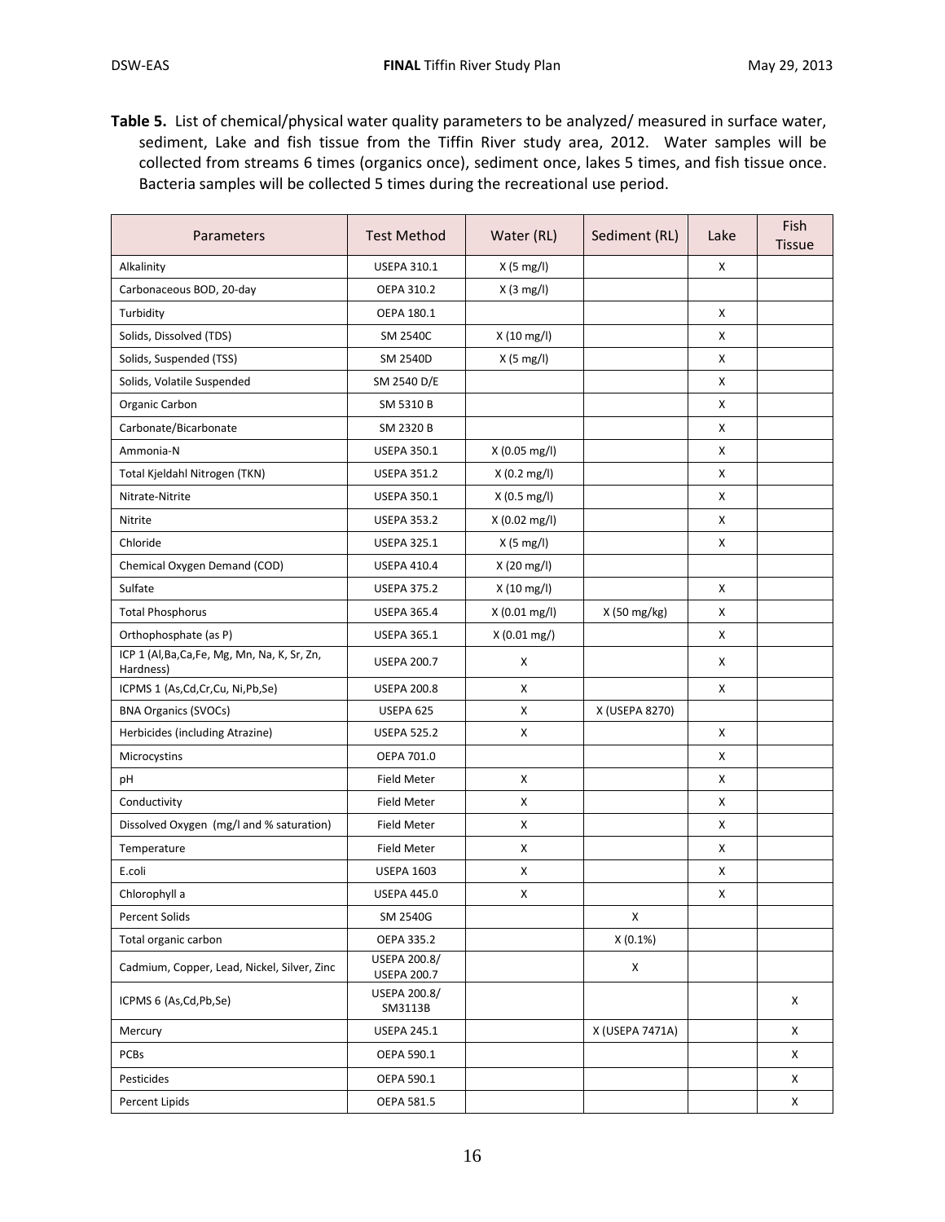**Table 5.** List of chemical/physical water quality parameters to be analyzed/ measured in surface water, sediment, Lake and fish tissue from the Tiffin River study area, 2012. Water samples will be collected from streams 6 times (organics once), sediment once, lakes 5 times, and fish tissue once. Bacteria samples will be collected 5 times during the recreational use period.

| Parameters | Test Method | Water (RL) | Sediment (RL) | Lake | Fish Tissue |
|---|---|---|---|---|---|
| Alkalinity | USEPA 310.1 | X (5 mg/l) | | X | |
| Carbonaceous BOD, 20-day | OEPA 310.2 | X (3 mg/l) | | | |
| Turbidity | OEPA 180.1 | | | X | |
| Solids, Dissolved (TDS) | SM 2540C | X (10 mg/l) | | X | |
| Solids, Suspended (TSS) | SM 2540D | X (5 mg/l) | | X | |
| Solids, Volatile Suspended | SM 2540 D/E | | | X | |
| Organic Carbon | SM 5310 B | | | X | |
| Carbonate/Bicarbonate | SM 2320 B | | | X | |
| Ammonia-N | USEPA 350.1 | X (0.05 mg/l) | | X | |
| Total Kjeldahl Nitrogen (TKN) | USEPA 351.2 | X (0.2 mg/l) | | X | |
| Nitrate-Nitrite | USEPA 350.1 | X (0.5 mg/l) | | X | |
| Nitrite | USEPA 353.2 | X (0.02 mg/l) | | X | |
| Chloride | USEPA 325.1 | X (5 mg/l) | | X | |
| Chemical Oxygen Demand (COD) | USEPA 410.4 | X (20 mg/l) | | | |
| Sulfate | USEPA 375.2 | X (10 mg/l) | | X | |
| Total Phosphorus | USEPA 365.4 | X (0.01 mg/l) | X (50 mg/kg) | X | |
| Orthophosphate (as P) | USEPA 365.1 | X (0.01 mg/) | | X | |
| ICP 1 (Al,Ba,Ca,Fe, Mg, Mn, Na, K, Sr, Zn, Hardness) | USEPA 200.7 | X | | X | |
| ICPMS 1 (As,Cd,Cr,Cu, Ni,Pb,Se) | USEPA 200.8 | X | | X | |
| BNA Organics (SVOCs) | USEPA 625 | X | X (USEPA 8270) | | |
| Herbicides (including Atrazine) | USEPA 525.2 | X | | X | |
| Microcystins | OEPA 701.0 | | | X | |
| pH | Field Meter | X | | X | |
| Conductivity | Field Meter | X | | X | |
| Dissolved Oxygen (mg/l and % saturation) | Field Meter | X | | X | |
| Temperature | Field Meter | X | | X | |
| E.coli | USEPA 1603 | X | | X | |
| Chlorophyll a | USEPA 445.0 | X | | X | |
| Percent Solids | SM 2540G | | X | | |
| Total organic carbon | OEPA 335.2 | | X (0.1%) | | |
| Cadmium, Copper, Lead, Nickel, Silver, Zinc | USEPA 200.8/ USEPA 200.7 | | X | | |
| ICPMS 6 (As,Cd,Pb,Se) | USEPA 200.8/ SM3113B | | | | X |
| Mercury | USEPA 245.1 | | X (USEPA 7471A) | | X |
| PCBs | OEPA 590.1 | | | | X |
| Pesticides | OEPA 590.1 | | | | X |
| Percent Lipids | OEPA 581.5 | | | | X |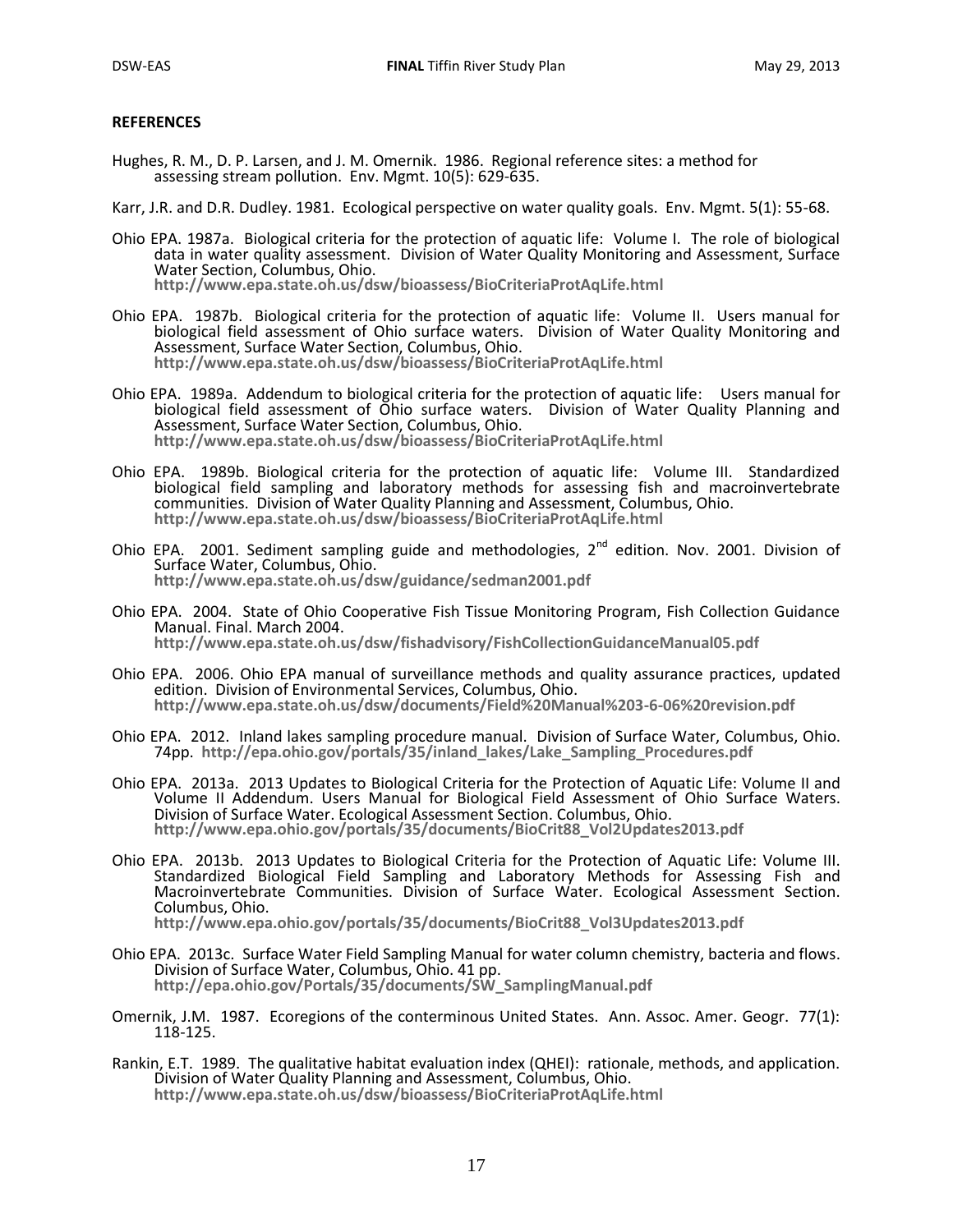**REFERENCES**

Hughes, R. M., D. P. Larsen, and J. M. Omernik. 1986. Regional reference sites: a method for assessing stream pollution. Env. Mgmt. 10(5): 629-635.

Karr, J.R. and D.R. Dudley. 1981. Ecological perspective on water quality goals. Env. Mgmt. 5(1): 55-68.

Ohio EPA. 1987a. Biological criteria for the protection of aquatic life: Volume I. The role of biological data in water quality assessment. Division of Water Quality Monitoring and Assessment, Surface Water Section, Columbus, Ohio. **http://www.epa.state.oh.us/dsw/bioassess/BioCriteriaProtAqLife.html**

Ohio EPA. 1987b. Biological criteria for the protection of aquatic life: Volume II. Users manual for biological field assessment of Ohio surface waters. Division of Water Quality Monitoring and Assessment, Surface Water Section, Columbus, Ohio. **http://www.epa.state.oh.us/dsw/bioassess/BioCriteriaProtAqLife.html**

Ohio EPA. 1989a. Addendum to biological criteria for the protection of aquatic life: Users manual for biological field assessment of Ohio surface waters. Division of Water Quality Planning and Assessment, Surface Water Section, Columbus, Ohio. **http://www.epa.state.oh.us/dsw/bioassess/BioCriteriaProtAqLife.html**

Ohio EPA. 1989b. Biological criteria for the protection of aquatic life: Volume III. Standardized biological field sampling and laboratory methods for assessing fish and macroinvertebrate communities. Division of Water Quality Planning and Assessment, Columbus, Ohio. **http://www.epa.state.oh.us/dsw/bioassess/BioCriteriaProtAqLife.html**

Ohio EPA. 2001. Sediment sampling guide and methodologies, 2nd edition. Nov. 2001. Division of Surface Water, Columbus, Ohio. **http://www.epa.state.oh.us/dsw/guidance/sedman2001.pdf**

Ohio EPA. 2004. State of Ohio Cooperative Fish Tissue Monitoring Program, Fish Collection Guidance Manual. Final. March 2004. **http://www.epa.state.oh.us/dsw/fishadvisory/FishCollectionGuidanceManual05.pdf**

Ohio EPA. 2006. Ohio EPA manual of surveillance methods and quality assurance practices, updated edition. Division of Environmental Services, Columbus, Ohio. **http://www.epa.state.oh.us/dsw/documents/Field%20Manual%203-6-06%20revision.pdf**

Ohio EPA. 2012. Inland lakes sampling procedure manual. Division of Surface Water, Columbus, Ohio. 74pp. **http://epa.ohio.gov/portals/35/inland_lakes/Lake_Sampling_Procedures.pdf**

Ohio EPA. 2013a. 2013 Updates to Biological Criteria for the Protection of Aquatic Life: Volume II and Volume II Addendum. Users Manual for Biological Field Assessment of Ohio Surface Waters. Division of Surface Water. Ecological Assessment Section. Columbus, Ohio. **http://www.epa.ohio.gov/portals/35/documents/BioCrit88_Vol2Updates2013.pdf**

Ohio EPA. 2013b. 2013 Updates to Biological Criteria for the Protection of Aquatic Life: Volume III. Standardized Biological Field Sampling and Laboratory Methods for Assessing Fish and Macroinvertebrate Communities. Division of Surface Water. Ecological Assessment Section. Columbus, Ohio. **http://www.epa.ohio.gov/portals/35/documents/BioCrit88_Vol3Updates2013.pdf**

Ohio EPA. 2013c. Surface Water Field Sampling Manual for water column chemistry, bacteria and flows. Division of Surface Water, Columbus, Ohio. 41 pp. **http://epa.ohio.gov/Portals/35/documents/SW_SamplingManual.pdf**

Omernik, J.M. 1987. Ecoregions of the conterminous United States. Ann. Assoc. Amer. Geogr. 77(1): 118-125.

Rankin, E.T. 1989. The qualitative habitat evaluation index (QHEI): rationale, methods, and application. Division of Water Quality Planning and Assessment, Columbus, Ohio. **http://www.epa.state.oh.us/dsw/bioassess/BioCriteriaProtAqLife.html**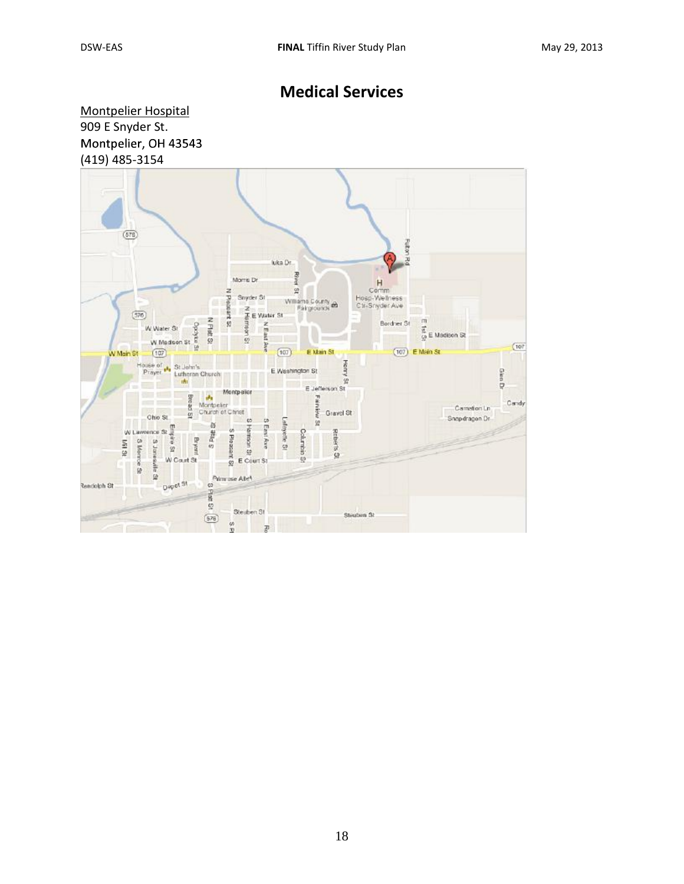# Medical Services

Montpelier Hospital
909 E Snyder St.
Montpelier, OH 43543
(419) 485-3154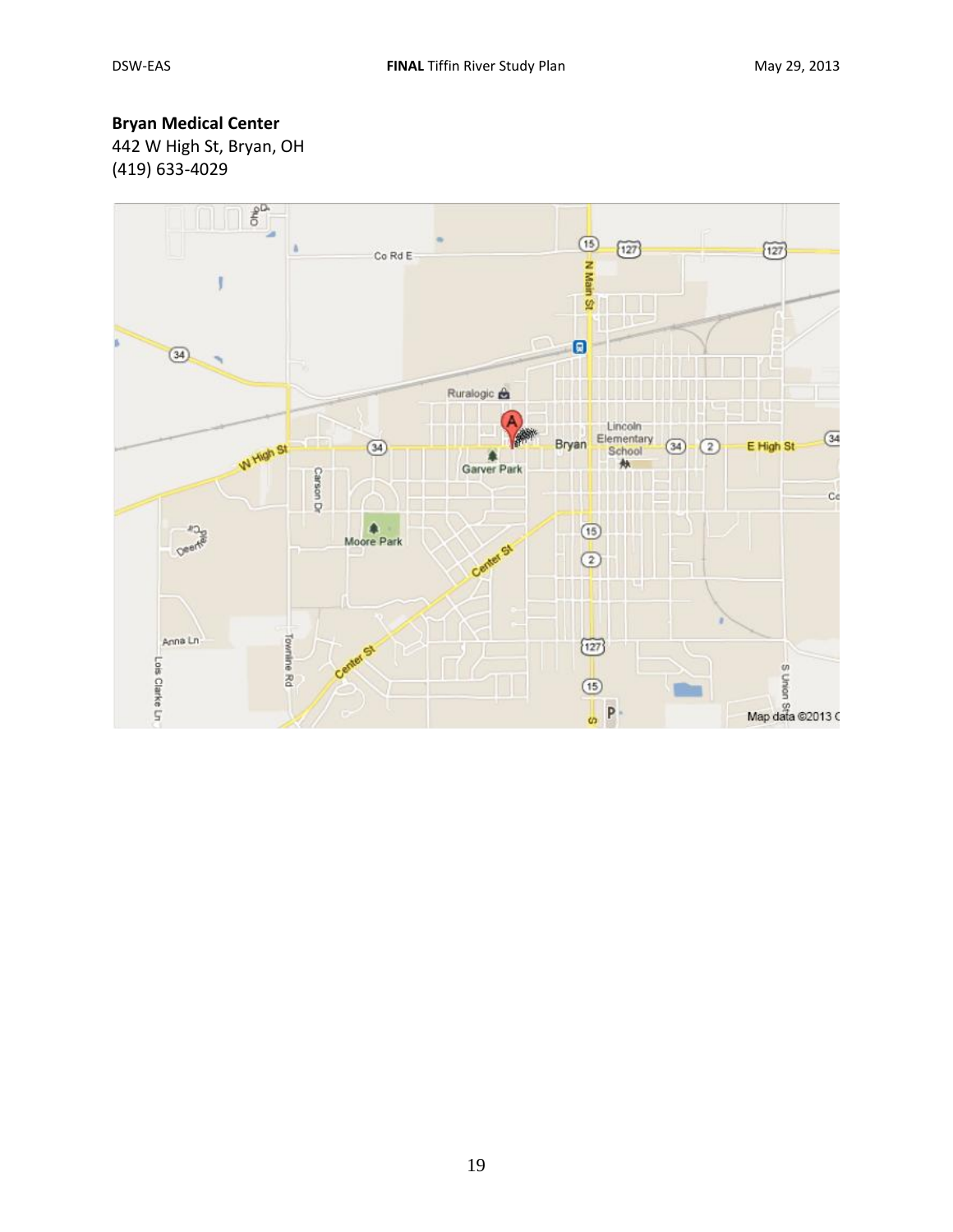**Bryan Medical Center**
442 W High St, Bryan, OH
(419) 633-4029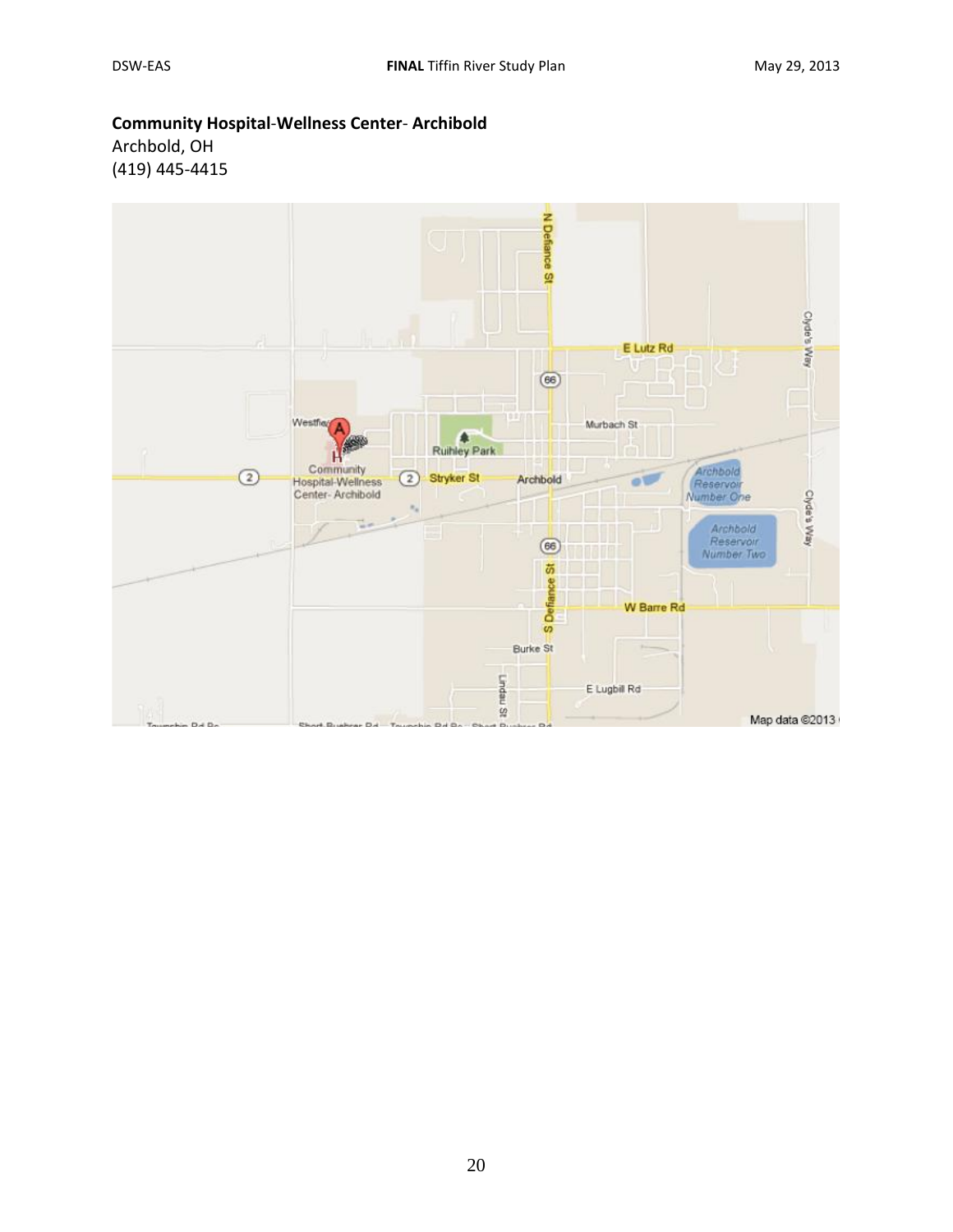**Community Hospital-Wellness Center- Archibold**
Archbold, OH
(419) 445-4415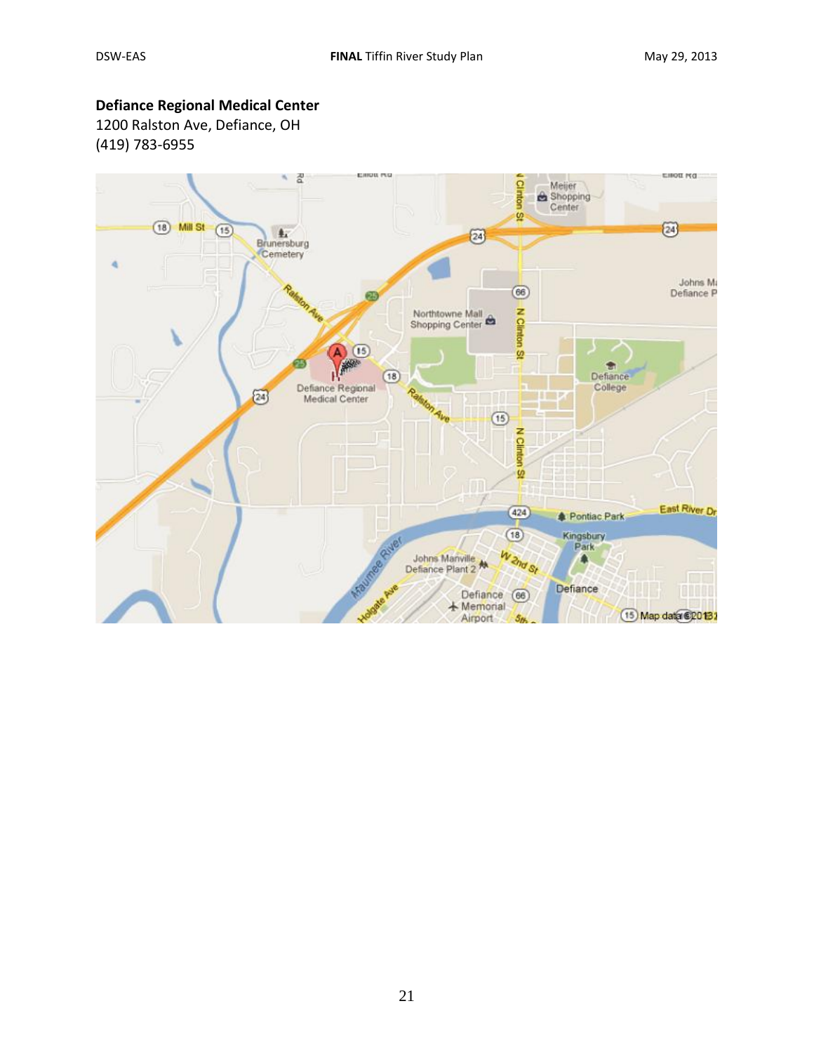**Defiance Regional Medical Center**
1200 Ralston Ave, Defiance, OH
(419) 783-6955